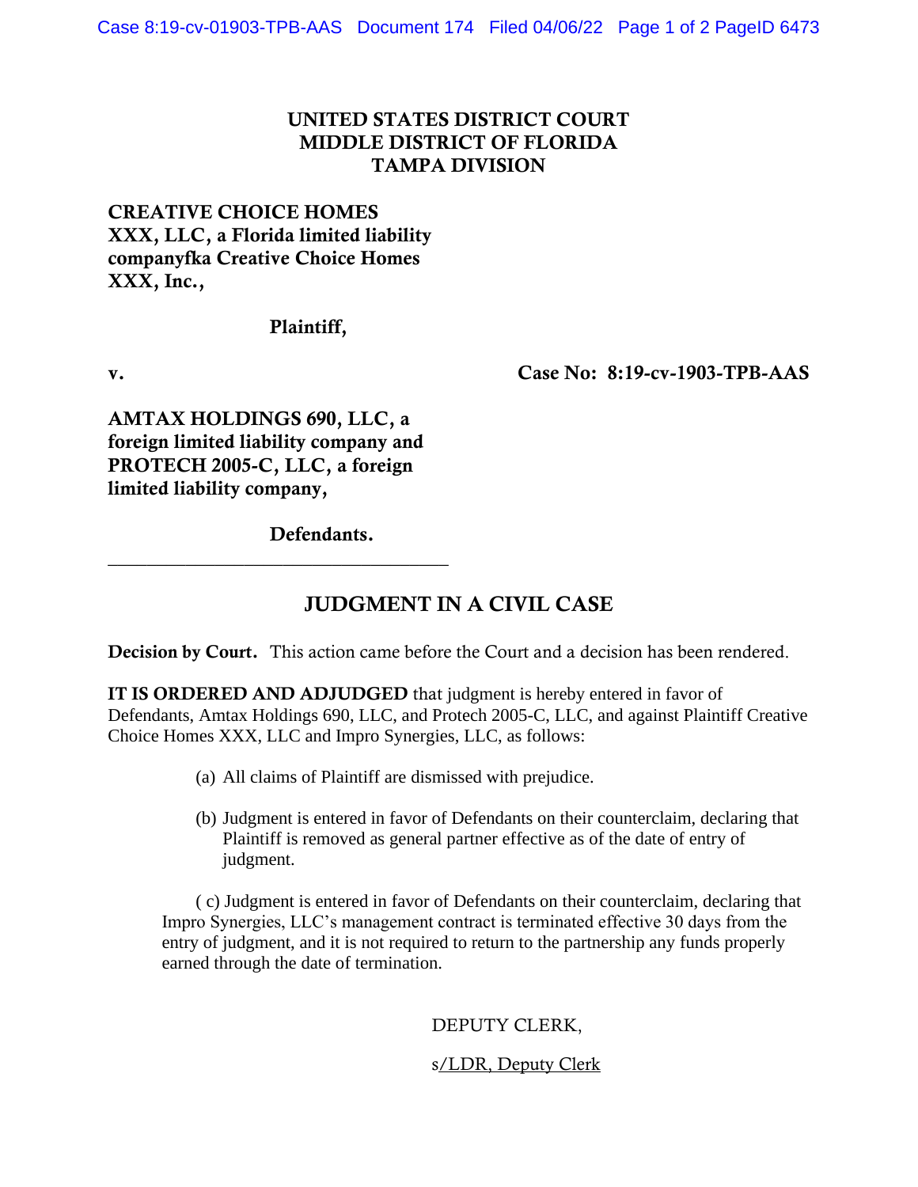# UNITED STATES DISTRICT COURT
# MIDDLE DISTRICT OF FLORIDA
# TAMPA DIVISION

**CREATIVE CHOICE HOMES XXX, LLC, a Florida limited liability companyfka Creative Choice Homes XXX, Inc.,**

**Plaintiff,**

**v.** **Case No: 8:19-cv-1903-TPB-AAS**

**AMTAX HOLDINGS 690, LLC, a foreign limited liability company and PROTECH 2005-C, LLC, a foreign limited liability company,**

**Defendants.**

---

## JUDGMENT IN A CIVIL CASE

**Decision by Court.** This action came before the Court and a decision has been rendered.

**IT IS ORDERED AND ADJUDGED** that judgment is hereby entered in favor of Defendants, Amtax Holdings 690, LLC, and Protech 2005-C, LLC, and against Plaintiff Creative Choice Homes XXX, LLC and Impro Synergies, LLC, as follows:

(a) All claims of Plaintiff are dismissed with prejudice.

(b) Judgment is entered in favor of Defendants on their counterclaim, declaring that Plaintiff is removed as general partner effective as of the date of entry of judgment.

( c) Judgment is entered in favor of Defendants on their counterclaim, declaring that Impro Synergies, LLC's management contract is terminated effective 30 days from the entry of judgment, and it is not required to return to the partnership any funds properly earned through the date of termination.

DEPUTY CLERK,

s/LDR, Deputy Clerk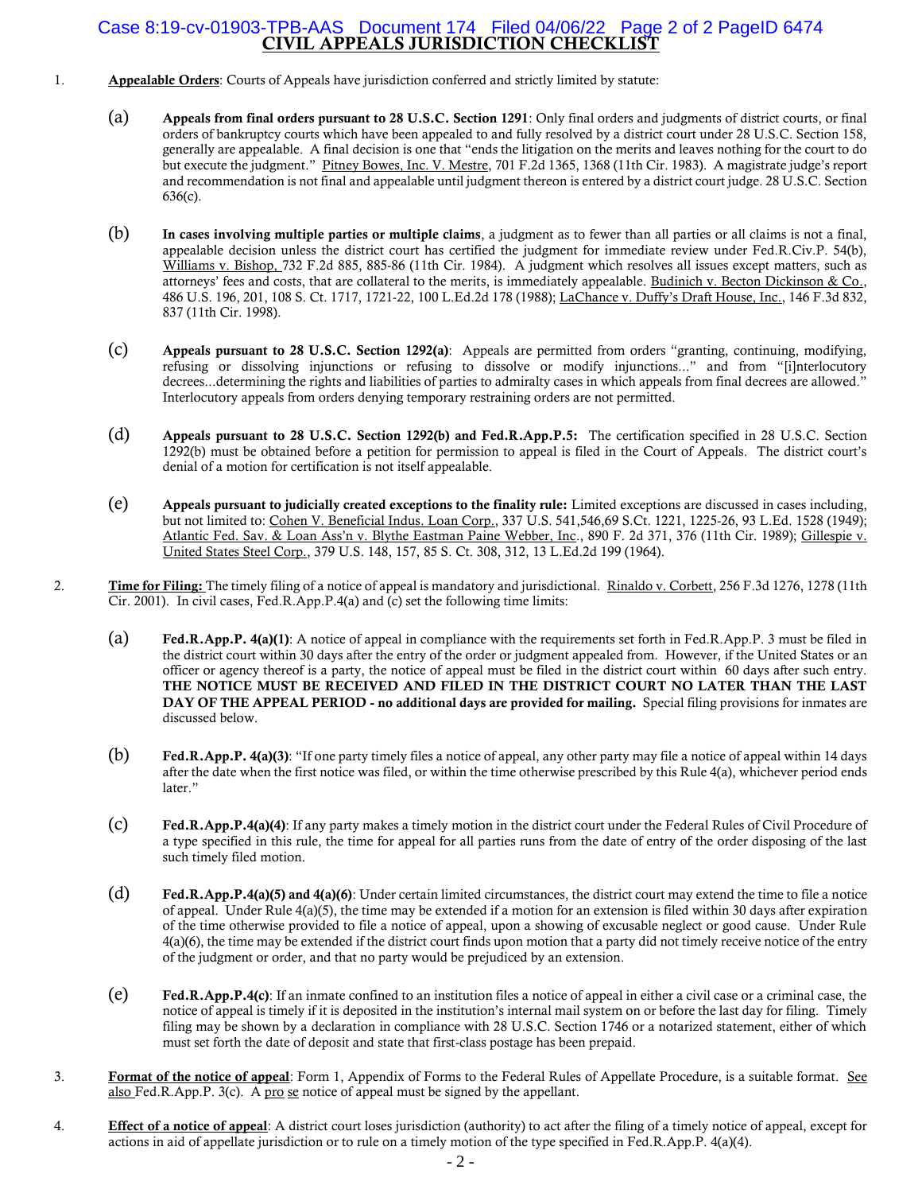# CIVIL APPEALS JURISDICTION CHECKLIST

1. **Appealable Orders**: Courts of Appeals have jurisdiction conferred and strictly limited by statute:

   (a) **Appeals from final orders pursuant to 28 U.S.C. Section 1291**: Only final orders and judgments of district courts, or final orders of bankruptcy courts which have been appealed to and fully resolved by a district court under 28 U.S.C. Section 158, generally are appealable. A final decision is one that "ends the litigation on the merits and leaves nothing for the court to do but execute the judgment." Pitney Bowes, Inc. V. Mestre, 701 F.2d 1365, 1368 (11th Cir. 1983). A magistrate judge's report and recommendation is not final and appealable until judgment thereon is entered by a district court judge. 28 U.S.C. Section 636(c).

   (b) **In cases involving multiple parties or multiple claims**, a judgment as to fewer than all parties or all claims is not a final, appealable decision unless the district court has certified the judgment for immediate review under Fed.R.Civ.P. 54(b), Williams v. Bishop, 732 F.2d 885, 885-86 (11th Cir. 1984). A judgment which resolves all issues except matters, such as attorneys' fees and costs, that are collateral to the merits, is immediately appealable. Budinich v. Becton Dickinson & Co., 486 U.S. 196, 201, 108 S. Ct. 1717, 1721-22, 100 L.Ed.2d 178 (1988); LaChance v. Duffy's Draft House, Inc., 146 F.3d 832, 837 (11th Cir. 1998).

   (c) **Appeals pursuant to 28 U.S.C. Section 1292(a)**: Appeals are permitted from orders "granting, continuing, modifying, refusing or dissolving injunctions or refusing to dissolve or modify injunctions..." and from "[i]nterlocutory decrees...determining the rights and liabilities of parties to admiralty cases in which appeals from final decrees are allowed." Interlocutory appeals from orders denying temporary restraining orders are not permitted.

   (d) **Appeals pursuant to 28 U.S.C. Section 1292(b) and Fed.R.App.P.5:** The certification specified in 28 U.S.C. Section 1292(b) must be obtained before a petition for permission to appeal is filed in the Court of Appeals. The district court's denial of a motion for certification is not itself appealable.

   (e) **Appeals pursuant to judicially created exceptions to the finality rule:** Limited exceptions are discussed in cases including, but not limited to: Cohen V. Beneficial Indus. Loan Corp., 337 U.S. 541,546,69 S.Ct. 1221, 1225-26, 93 L.Ed. 1528 (1949); Atlantic Fed. Sav. & Loan Ass'n v. Blythe Eastman Paine Webber, Inc., 890 F. 2d 371, 376 (11th Cir. 1989); Gillespie v. United States Steel Corp., 379 U.S. 148, 157, 85 S. Ct. 308, 312, 13 L.Ed.2d 199 (1964).

2. **Time for Filing:** The timely filing of a notice of appeal is mandatory and jurisdictional. Rinaldo v. Corbett, 256 F.3d 1276, 1278 (11th Cir. 2001). In civil cases, Fed.R.App.P.4(a) and (c) set the following time limits:

   (a) **Fed.R.App.P. 4(a)(1)**: A notice of appeal in compliance with the requirements set forth in Fed.R.App.P. 3 must be filed in the district court within 30 days after the entry of the order or judgment appealed from. However, if the United States or an officer or agency thereof is a party, the notice of appeal must be filed in the district court within 60 days after such entry. **THE NOTICE MUST BE RECEIVED AND FILED IN THE DISTRICT COURT NO LATER THAN THE LAST DAY OF THE APPEAL PERIOD - no additional days are provided for mailing.** Special filing provisions for inmates are discussed below.

   (b) **Fed.R.App.P. 4(a)(3)**: "If one party timely files a notice of appeal, any other party may file a notice of appeal within 14 days after the date when the first notice was filed, or within the time otherwise prescribed by this Rule 4(a), whichever period ends later."

   (c) **Fed.R.App.P.4(a)(4)**: If any party makes a timely motion in the district court under the Federal Rules of Civil Procedure of a type specified in this rule, the time for appeal for all parties runs from the date of entry of the order disposing of the last such timely filed motion.

   (d) **Fed.R.App.P.4(a)(5) and 4(a)(6)**: Under certain limited circumstances, the district court may extend the time to file a notice of appeal. Under Rule 4(a)(5), the time may be extended if a motion for an extension is filed within 30 days after expiration of the time otherwise provided to file a notice of appeal, upon a showing of excusable neglect or good cause. Under Rule 4(a)(6), the time may be extended if the district court finds upon motion that a party did not timely receive notice of the entry of the judgment or order, and that no party would be prejudiced by an extension.

   (e) **Fed.R.App.P.4(c)**: If an inmate confined to an institution files a notice of appeal in either a civil case or a criminal case, the notice of appeal is timely if it is deposited in the institution's internal mail system on or before the last day for filing. Timely filing may be shown by a declaration in compliance with 28 U.S.C. Section 1746 or a notarized statement, either of which must set forth the date of deposit and state that first-class postage has been prepaid.

3. **Format of the notice of appeal**: Form 1, Appendix of Forms to the Federal Rules of Appellate Procedure, is a suitable format. See also Fed.R.App.P. 3(c). A pro se notice of appeal must be signed by the appellant.

4. **Effect of a notice of appeal**: A district court loses jurisdiction (authority) to act after the filing of a timely notice of appeal, except for actions in aid of appellate jurisdiction or to rule on a timely motion of the type specified in Fed.R.App.P. 4(a)(4).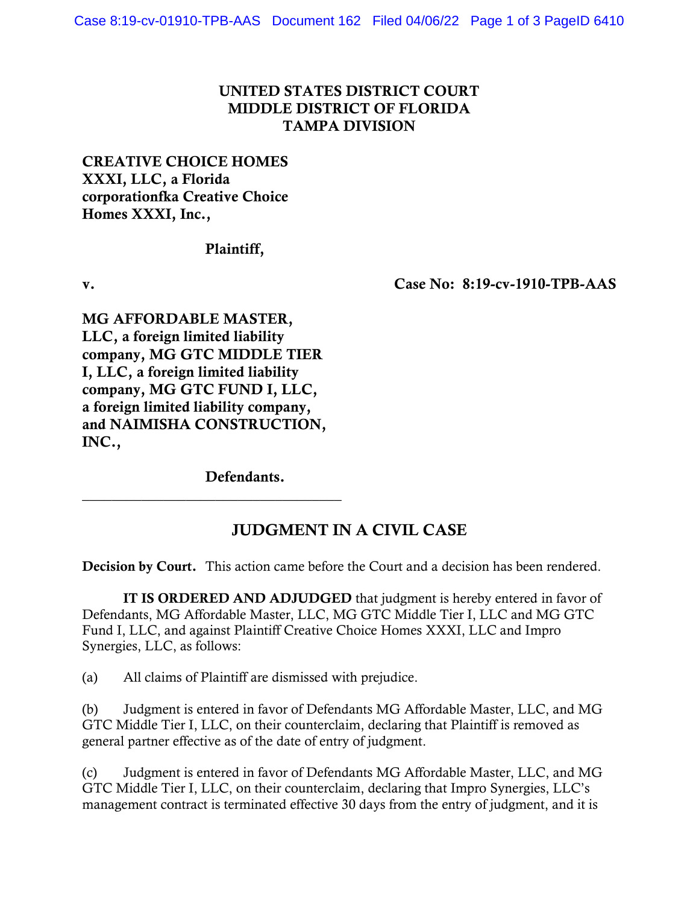**UNITED STATES DISTRICT COURT**
**MIDDLE DISTRICT OF FLORIDA**
**TAMPA DIVISION**

**CREATIVE CHOICE HOMES XXXI, LLC, a Florida corporationfka Creative Choice Homes XXXI, Inc.,**

**Plaintiff,**

**v.** **Case No: 8:19-cv-1910-TPB-AAS**

**MG AFFORDABLE MASTER, LLC, a foreign limited liability company, MG GTC MIDDLE TIER I, LLC, a foreign limited liability company, MG GTC FUND I, LLC, a foreign limited liability company, and NAIMISHA CONSTRUCTION, INC.,**

**Defendants.**

---

## JUDGMENT IN A CIVIL CASE

**Decision by Court.** This action came before the Court and a decision has been rendered.

**IT IS ORDERED AND ADJUDGED** that judgment is hereby entered in favor of Defendants, MG Affordable Master, LLC, MG GTC Middle Tier I, LLC and MG GTC Fund I, LLC, and against Plaintiff Creative Choice Homes XXXI, LLC and Impro Synergies, LLC, as follows:

(a) All claims of Plaintiff are dismissed with prejudice.

(b) Judgment is entered in favor of Defendants MG Affordable Master, LLC, and MG GTC Middle Tier I, LLC, on their counterclaim, declaring that Plaintiff is removed as general partner effective as of the date of entry of judgment.

(c) Judgment is entered in favor of Defendants MG Affordable Master, LLC, and MG GTC Middle Tier I, LLC, on their counterclaim, declaring that Impro Synergies, LLC's management contract is terminated effective 30 days from the entry of judgment, and it is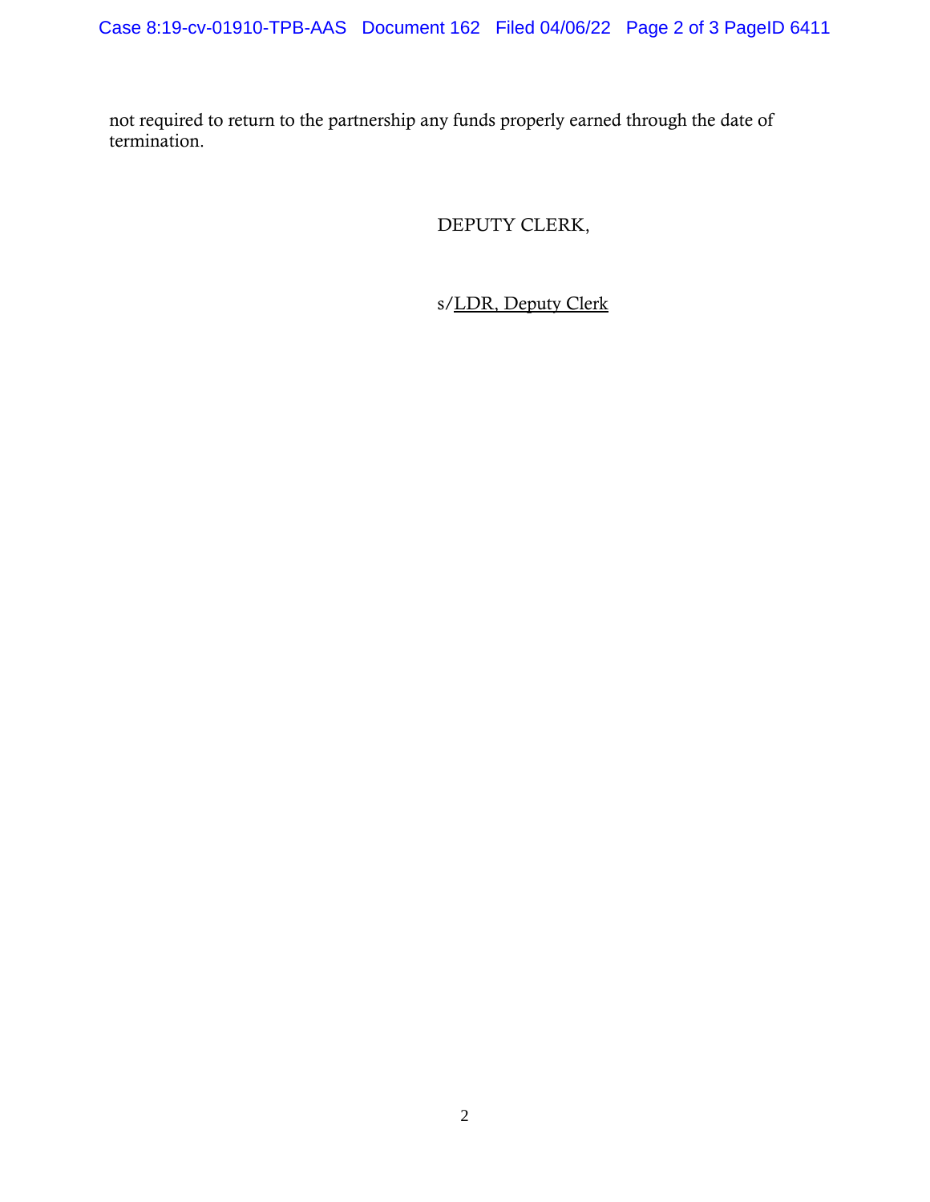not required to return to the partnership any funds properly earned through the date of termination.

DEPUTY CLERK,

s/LDR, Deputy Clerk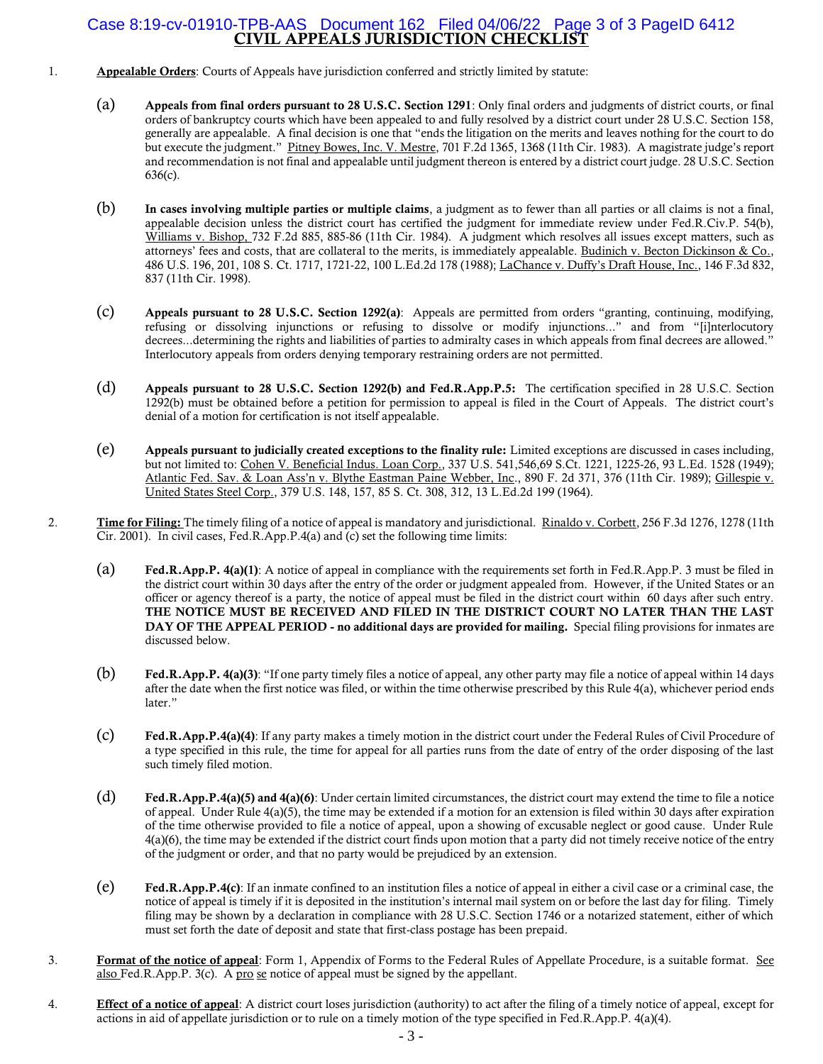# CIVIL APPEALS JURISDICTION CHECKLIST

1. **Appealable Orders**: Courts of Appeals have jurisdiction conferred and strictly limited by statute:

   (a) **Appeals from final orders pursuant to 28 U.S.C. Section 1291**: Only final orders and judgments of district courts, or final orders of bankruptcy courts which have been appealed to and fully resolved by a district court under 28 U.S.C. Section 158, generally are appealable. A final decision is one that "ends the litigation on the merits and leaves nothing for the court to do but execute the judgment." Pitney Bowes, Inc. V. Mestre, 701 F.2d 1365, 1368 (11th Cir. 1983). A magistrate judge's report and recommendation is not final and appealable until judgment thereon is entered by a district court judge. 28 U.S.C. Section 636(c).

   (b) **In cases involving multiple parties or multiple claims**, a judgment as to fewer than all parties or all claims is not a final, appealable decision unless the district court has certified the judgment for immediate review under Fed.R.Civ.P. 54(b), Williams v. Bishop, 732 F.2d 885, 885-86 (11th Cir. 1984). A judgment which resolves all issues except matters, such as attorneys' fees and costs, that are collateral to the merits, is immediately appealable. Budinich v. Becton Dickinson & Co., 486 U.S. 196, 201, 108 S. Ct. 1717, 1721-22, 100 L.Ed.2d 178 (1988); LaChance v. Duffy's Draft House, Inc., 146 F.3d 832, 837 (11th Cir. 1998).

   (c) **Appeals pursuant to 28 U.S.C. Section 1292(a)**: Appeals are permitted from orders "granting, continuing, modifying, refusing or dissolving injunctions or refusing to dissolve or modify injunctions..." and from "[i]nterlocutory decrees...determining the rights and liabilities of parties to admiralty cases in which appeals from final decrees are allowed." Interlocutory appeals from orders denying temporary restraining orders are not permitted.

   (d) **Appeals pursuant to 28 U.S.C. Section 1292(b) and Fed.R.App.P.5:** The certification specified in 28 U.S.C. Section 1292(b) must be obtained before a petition for permission to appeal is filed in the Court of Appeals. The district court's denial of a motion for certification is not itself appealable.

   (e) **Appeals pursuant to judicially created exceptions to the finality rule:** Limited exceptions are discussed in cases including, but not limited to: Cohen V. Beneficial Indus. Loan Corp., 337 U.S. 541,546,69 S.Ct. 1221, 1225-26, 93 L.Ed. 1528 (1949); Atlantic Fed. Sav. & Loan Ass'n v. Blythe Eastman Paine Webber, Inc., 890 F. 2d 371, 376 (11th Cir. 1989); Gillespie v. United States Steel Corp., 379 U.S. 148, 157, 85 S. Ct. 308, 312, 13 L.Ed.2d 199 (1964).

2. **Time for Filing:** The timely filing of a notice of appeal is mandatory and jurisdictional. Rinaldo v. Corbett, 256 F.3d 1276, 1278 (11th Cir. 2001). In civil cases, Fed.R.App.P.4(a) and (c) set the following time limits:

   (a) **Fed.R.App.P. 4(a)(1)**: A notice of appeal in compliance with the requirements set forth in Fed.R.App.P. 3 must be filed in the district court within 30 days after the entry of the order or judgment appealed from. However, if the United States or an officer or agency thereof is a party, the notice of appeal must be filed in the district court within 60 days after such entry. **THE NOTICE MUST BE RECEIVED AND FILED IN THE DISTRICT COURT NO LATER THAN THE LAST DAY OF THE APPEAL PERIOD - no additional days are provided for mailing.** Special filing provisions for inmates are discussed below.

   (b) **Fed.R.App.P. 4(a)(3)**: "If one party timely files a notice of appeal, any other party may file a notice of appeal within 14 days after the date when the first notice was filed, or within the time otherwise prescribed by this Rule 4(a), whichever period ends later."

   (c) **Fed.R.App.P.4(a)(4)**: If any party makes a timely motion in the district court under the Federal Rules of Civil Procedure of a type specified in this rule, the time for appeal for all parties runs from the date of entry of the order disposing of the last such timely filed motion.

   (d) **Fed.R.App.P.4(a)(5) and 4(a)(6)**: Under certain limited circumstances, the district court may extend the time to file a notice of appeal. Under Rule 4(a)(5), the time may be extended if a motion for an extension is filed within 30 days after expiration of the time otherwise provided to file a notice of appeal, upon a showing of excusable neglect or good cause. Under Rule 4(a)(6), the time may be extended if the district court finds upon motion that a party did not timely receive notice of the entry of the judgment or order, and that no party would be prejudiced by an extension.

   (e) **Fed.R.App.P.4(c)**: If an inmate confined to an institution files a notice of appeal in either a civil case or a criminal case, the notice of appeal is timely if it is deposited in the institution's internal mail system on or before the last day for filing. Timely filing may be shown by a declaration in compliance with 28 U.S.C. Section 1746 or a notarized statement, either of which must set forth the date of deposit and state that first-class postage has been prepaid.

3. **Format of the notice of appeal**: Form 1, Appendix of Forms to the Federal Rules of Appellate Procedure, is a suitable format. See also Fed.R.App.P. 3(c). A pro se notice of appeal must be signed by the appellant.

4. **Effect of a notice of appeal**: A district court loses jurisdiction (authority) to act after the filing of a timely notice of appeal, except for actions in aid of appellate jurisdiction or to rule on a timely motion of the type specified in Fed.R.App.P. 4(a)(4).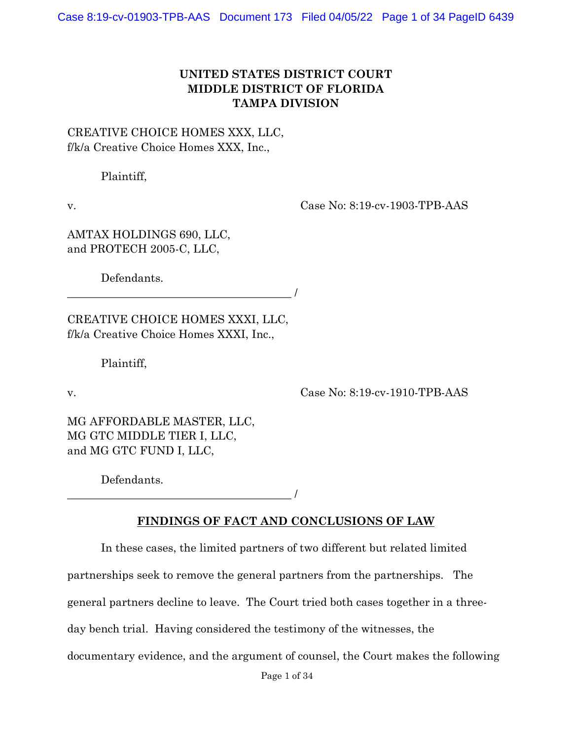**UNITED STATES DISTRICT COURT**
**MIDDLE DISTRICT OF FLORIDA**
**TAMPA DIVISION**

CREATIVE CHOICE HOMES XXX, LLC,
f/k/a Creative Choice Homes XXX, Inc.,

Plaintiff,

v. Case No: 8:19-cv-1903-TPB-AAS

AMTAX HOLDINGS 690, LLC,
and PROTECH 2005-C, LLC,

Defendants.
\_\_\_\_\_\_\_\_\_\_\_\_\_\_\_\_\_\_\_\_\_\_\_\_\_\_\_\_\_\_\_\_\_\_\_\_\_\_\_ /

CREATIVE CHOICE HOMES XXXI, LLC,
f/k/a Creative Choice Homes XXXI, Inc.,

Plaintiff,

v. Case No: 8:19-cv-1910-TPB-AAS

MG AFFORDABLE MASTER, LLC,
MG GTC MIDDLE TIER I, LLC,
and MG GTC FUND I, LLC,

Defendants.
\_\_\_\_\_\_\_\_\_\_\_\_\_\_\_\_\_\_\_\_\_\_\_\_\_\_\_\_\_\_\_\_\_\_\_\_\_\_\_ /

## FINDINGS OF FACT AND CONCLUSIONS OF LAW

In these cases, the limited partners of two different but related limited partnerships seek to remove the general partners from the partnerships. The general partners decline to leave. The Court tried both cases together in a three-day bench trial. Having considered the testimony of the witnesses, the documentary evidence, and the argument of counsel, the Court makes the following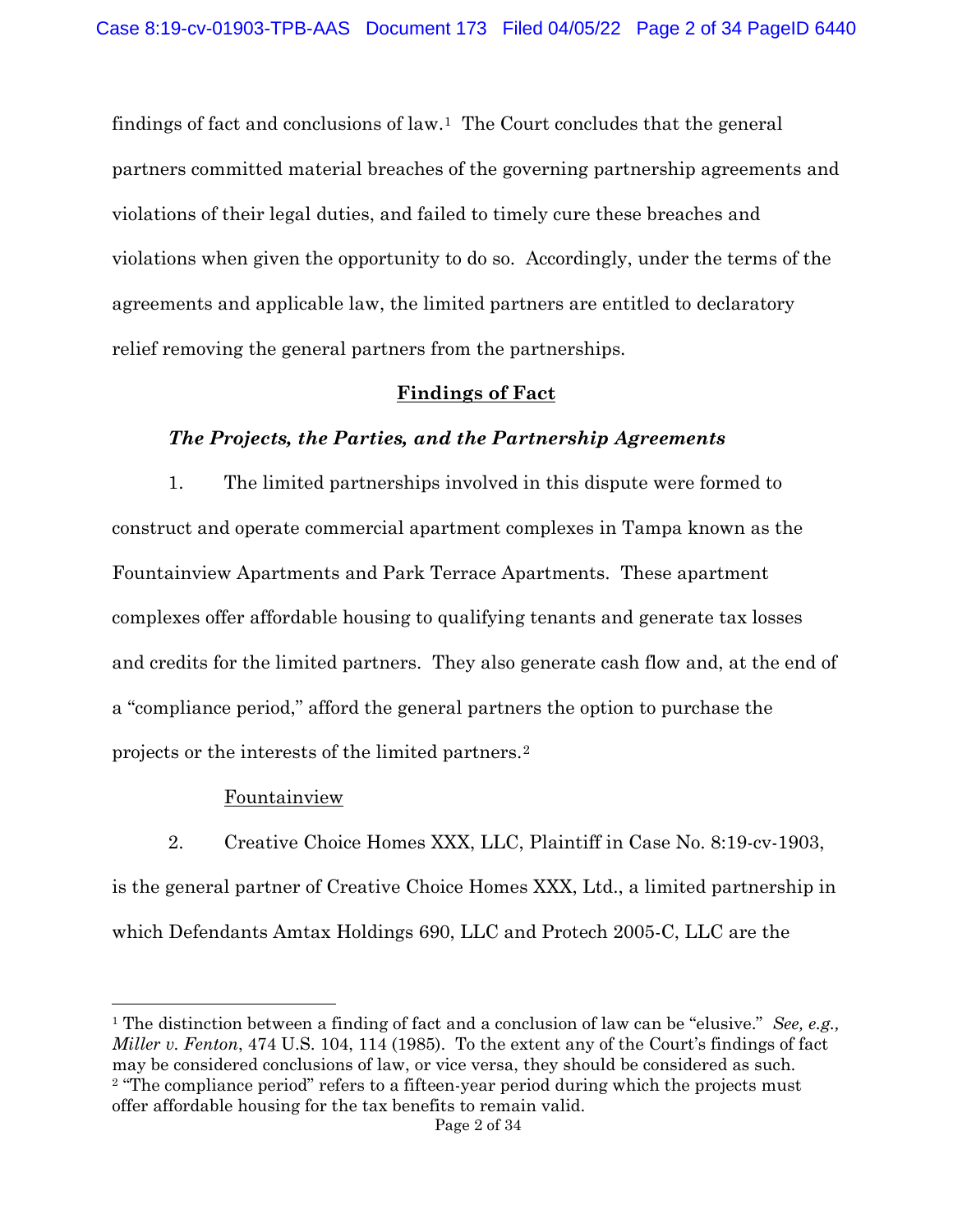findings of fact and conclusions of law.[1] The Court concludes that the general partners committed material breaches of the governing partnership agreements and violations of their legal duties, and failed to timely cure these breaches and violations when given the opportunity to do so. Accordingly, under the terms of the agreements and applicable law, the limited partners are entitled to declaratory relief removing the general partners from the partnerships.

## **Findings of Fact**

### ***The Projects, the Parties, and the Partnership Agreements***

1. The limited partnerships involved in this dispute were formed to construct and operate commercial apartment complexes in Tampa known as the Fountainview Apartments and Park Terrace Apartments. These apartment complexes offer affordable housing to qualifying tenants and generate tax losses and credits for the limited partners. They also generate cash flow and, at the end of a "compliance period," afford the general partners the option to purchase the projects or the interests of the limited partners.[2]

Fountainview

2. Creative Choice Homes XXX, LLC, Plaintiff in Case No. 8:19-cv-1903, is the general partner of Creative Choice Homes XXX, Ltd., a limited partnership in which Defendants Amtax Holdings 690, LLC and Protech 2005-C, LLC are the

---

[1] The distinction between a finding of fact and a conclusion of law can be "elusive." *See, e.g., Miller v. Fenton*, 474 U.S. 104, 114 (1985). To the extent any of the Court's findings of fact may be considered conclusions of law, or vice versa, they should be considered as such.

[2] "The compliance period" refers to a fifteen-year period during which the projects must offer affordable housing for the tax benefits to remain valid.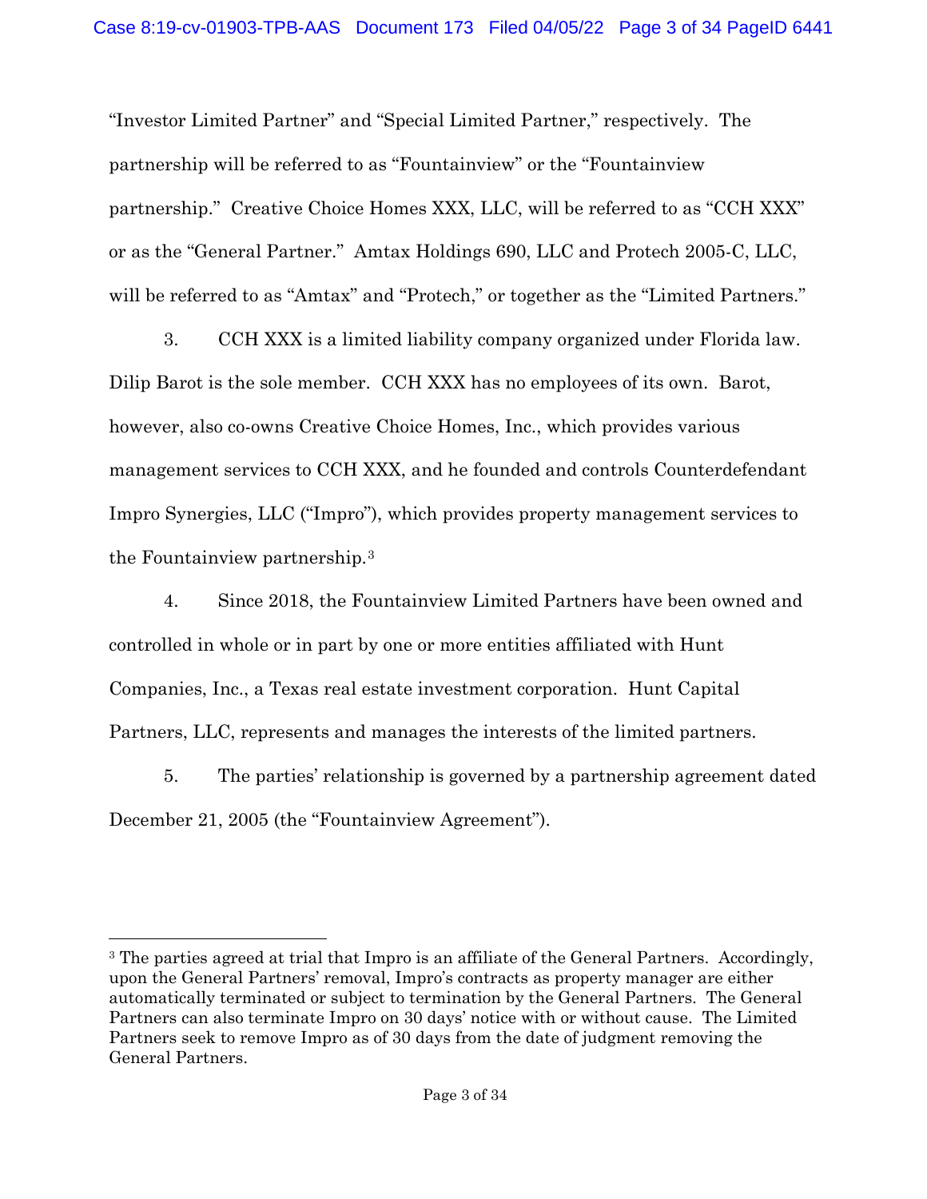"Investor Limited Partner" and "Special Limited Partner," respectively. The partnership will be referred to as "Fountainview" or the "Fountainview partnership." Creative Choice Homes XXX, LLC, will be referred to as "CCH XXX" or as the "General Partner." Amtax Holdings 690, LLC and Protech 2005-C, LLC, will be referred to as "Amtax" and "Protech," or together as the "Limited Partners."

3. CCH XXX is a limited liability company organized under Florida law. Dilip Barot is the sole member. CCH XXX has no employees of its own. Barot, however, also co-owns Creative Choice Homes, Inc., which provides various management services to CCH XXX, and he founded and controls Counterdefendant Impro Synergies, LLC ("Impro"), which provides property management services to the Fountainview partnership.[3]

4. Since 2018, the Fountainview Limited Partners have been owned and controlled in whole or in part by one or more entities affiliated with Hunt Companies, Inc., a Texas real estate investment corporation. Hunt Capital Partners, LLC, represents and manages the interests of the limited partners.

5. The parties' relationship is governed by a partnership agreement dated December 21, 2005 (the "Fountainview Agreement").

---

[3] The parties agreed at trial that Impro is an affiliate of the General Partners. Accordingly, upon the General Partners' removal, Impro's contracts as property manager are either automatically terminated or subject to termination by the General Partners. The General Partners can also terminate Impro on 30 days' notice with or without cause. The Limited Partners seek to remove Impro as of 30 days from the date of judgment removing the General Partners.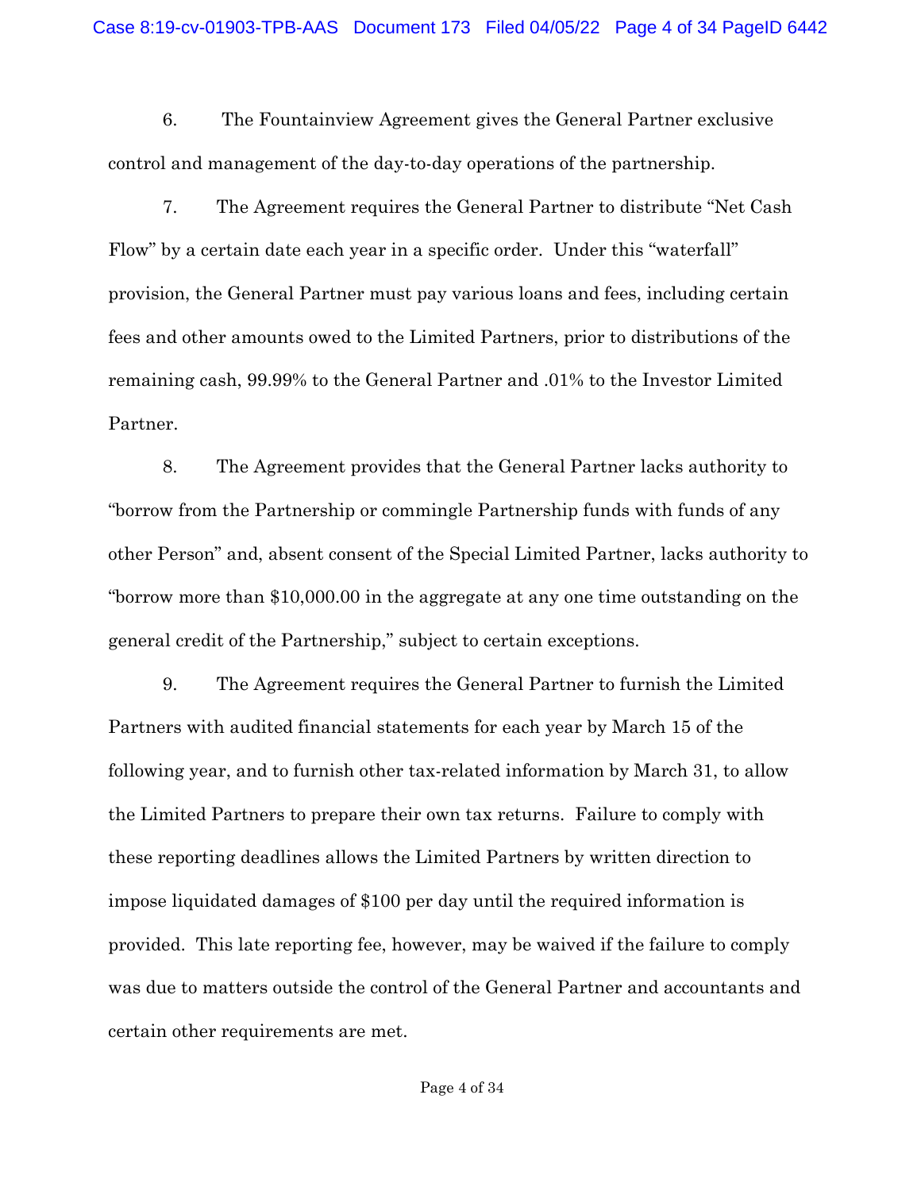6. The Fountainview Agreement gives the General Partner exclusive control and management of the day-to-day operations of the partnership.

7. The Agreement requires the General Partner to distribute "Net Cash Flow" by a certain date each year in a specific order. Under this "waterfall" provision, the General Partner must pay various loans and fees, including certain fees and other amounts owed to the Limited Partners, prior to distributions of the remaining cash, 99.99% to the General Partner and .01% to the Investor Limited Partner.

8. The Agreement provides that the General Partner lacks authority to "borrow from the Partnership or commingle Partnership funds with funds of any other Person" and, absent consent of the Special Limited Partner, lacks authority to "borrow more than $10,000.00 in the aggregate at any one time outstanding on the general credit of the Partnership," subject to certain exceptions.

9. The Agreement requires the General Partner to furnish the Limited Partners with audited financial statements for each year by March 15 of the following year, and to furnish other tax-related information by March 31, to allow the Limited Partners to prepare their own tax returns. Failure to comply with these reporting deadlines allows the Limited Partners by written direction to impose liquidated damages of $100 per day until the required information is provided. This late reporting fee, however, may be waived if the failure to comply was due to matters outside the control of the General Partner and accountants and certain other requirements are met.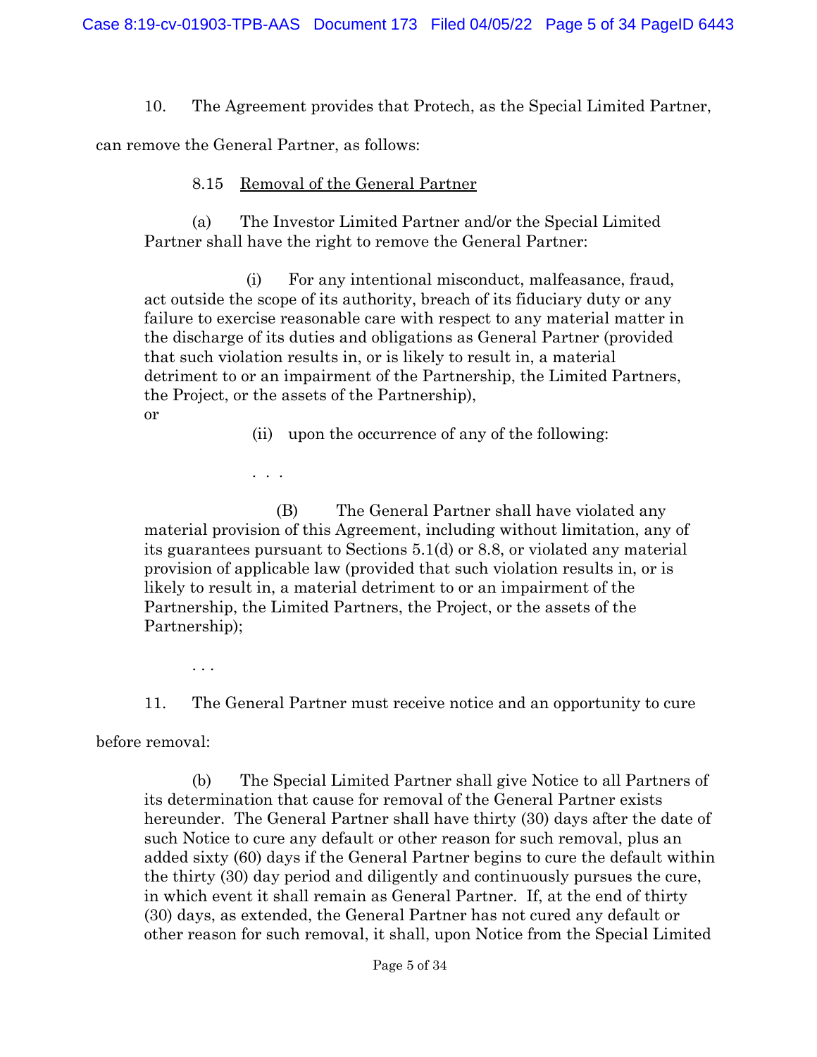10. The Agreement provides that Protech, as the Special Limited Partner, can remove the General Partner, as follows:

> 8.15 Removal of the General Partner
>
> (a) The Investor Limited Partner and/or the Special Limited Partner shall have the right to remove the General Partner:
>
> (i) For any intentional misconduct, malfeasance, fraud, act outside the scope of its authority, breach of its fiduciary duty or any failure to exercise reasonable care with respect to any material matter in the discharge of its duties and obligations as General Partner (provided that such violation results in, or is likely to result in, a material detriment to or an impairment of the Partnership, the Limited Partners, the Project, or the assets of the Partnership),
> or
>
> (ii) upon the occurrence of any of the following:
>
> . . .
>
> (B) The General Partner shall have violated any material provision of this Agreement, including without limitation, any of its guarantees pursuant to Sections 5.1(d) or 8.8, or violated any material provision of applicable law (provided that such violation results in, or is likely to result in, a material detriment to or an impairment of the Partnership, the Limited Partners, the Project, or the assets of the Partnership);
>
> . . .

11. The General Partner must receive notice and an opportunity to cure before removal:

> (b) The Special Limited Partner shall give Notice to all Partners of its determination that cause for removal of the General Partner exists hereunder. The General Partner shall have thirty (30) days after the date of such Notice to cure any default or other reason for such removal, plus an added sixty (60) days if the General Partner begins to cure the default within the thirty (30) day period and diligently and continuously pursues the cure, in which event it shall remain as General Partner. If, at the end of thirty (30) days, as extended, the General Partner has not cured any default or other reason for such removal, it shall, upon Notice from the Special Limited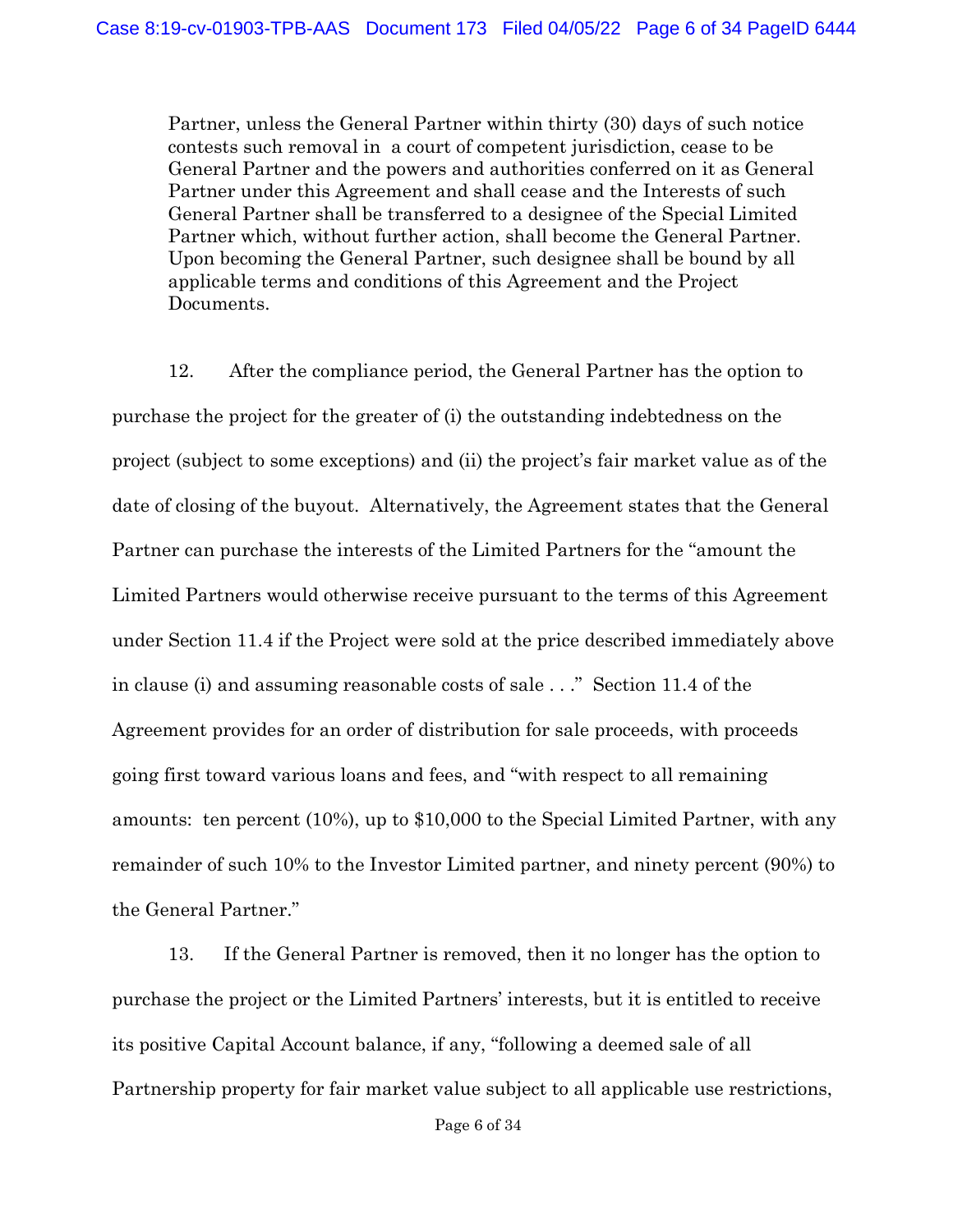> Partner, unless the General Partner within thirty (30) days of such notice contests such removal in a court of competent jurisdiction, cease to be General Partner and the powers and authorities conferred on it as General Partner under this Agreement and shall cease and the Interests of such General Partner shall be transferred to a designee of the Special Limited Partner which, without further action, shall become the General Partner. Upon becoming the General Partner, such designee shall be bound by all applicable terms and conditions of this Agreement and the Project Documents.

12. After the compliance period, the General Partner has the option to purchase the project for the greater of (i) the outstanding indebtedness on the project (subject to some exceptions) and (ii) the project's fair market value as of the date of closing of the buyout. Alternatively, the Agreement states that the General Partner can purchase the interests of the Limited Partners for the "amount the Limited Partners would otherwise receive pursuant to the terms of this Agreement under Section 11.4 if the Project were sold at the price described immediately above in clause (i) and assuming reasonable costs of sale . . ." Section 11.4 of the Agreement provides for an order of distribution for sale proceeds, with proceeds going first toward various loans and fees, and "with respect to all remaining amounts: ten percent (10%), up to $10,000 to the Special Limited Partner, with any remainder of such 10% to the Investor Limited partner, and ninety percent (90%) to the General Partner."

13. If the General Partner is removed, then it no longer has the option to purchase the project or the Limited Partners' interests, but it is entitled to receive its positive Capital Account balance, if any, "following a deemed sale of all Partnership property for fair market value subject to all applicable use restrictions,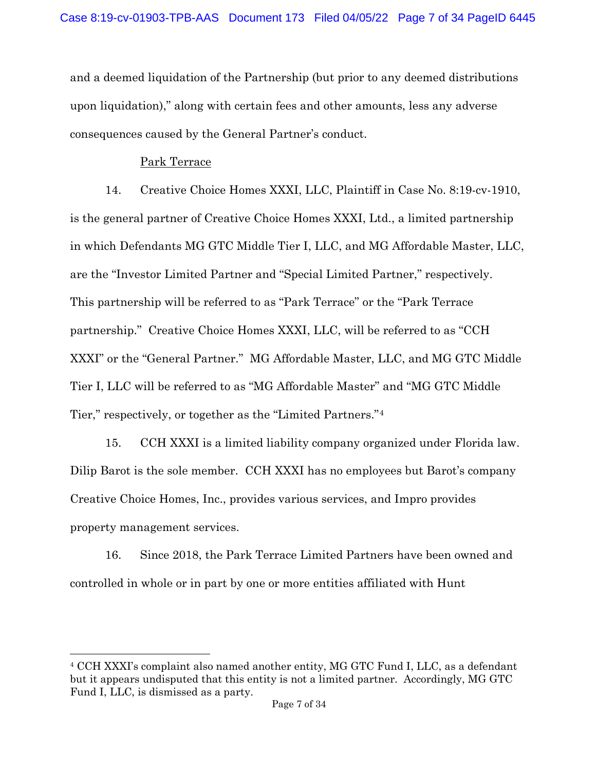and a deemed liquidation of the Partnership (but prior to any deemed distributions upon liquidation)," along with certain fees and other amounts, less any adverse consequences caused by the General Partner's conduct.

Park Terrace

14. Creative Choice Homes XXXI, LLC, Plaintiff in Case No. 8:19-cv-1910, is the general partner of Creative Choice Homes XXXI, Ltd., a limited partnership in which Defendants MG GTC Middle Tier I, LLC, and MG Affordable Master, LLC, are the "Investor Limited Partner and "Special Limited Partner," respectively. This partnership will be referred to as "Park Terrace" or the "Park Terrace partnership." Creative Choice Homes XXXI, LLC, will be referred to as "CCH XXXI" or the "General Partner." MG Affordable Master, LLC, and MG GTC Middle Tier I, LLC will be referred to as "MG Affordable Master" and "MG GTC Middle Tier," respectively, or together as the "Limited Partners."[4]

15. CCH XXXI is a limited liability company organized under Florida law. Dilip Barot is the sole member. CCH XXXI has no employees but Barot's company Creative Choice Homes, Inc., provides various services, and Impro provides property management services.

16. Since 2018, the Park Terrace Limited Partners have been owned and controlled in whole or in part by one or more entities affiliated with Hunt

[4] CCH XXXI's complaint also named another entity, MG GTC Fund I, LLC, as a defendant but it appears undisputed that this entity is not a limited partner. Accordingly, MG GTC Fund I, LLC, is dismissed as a party.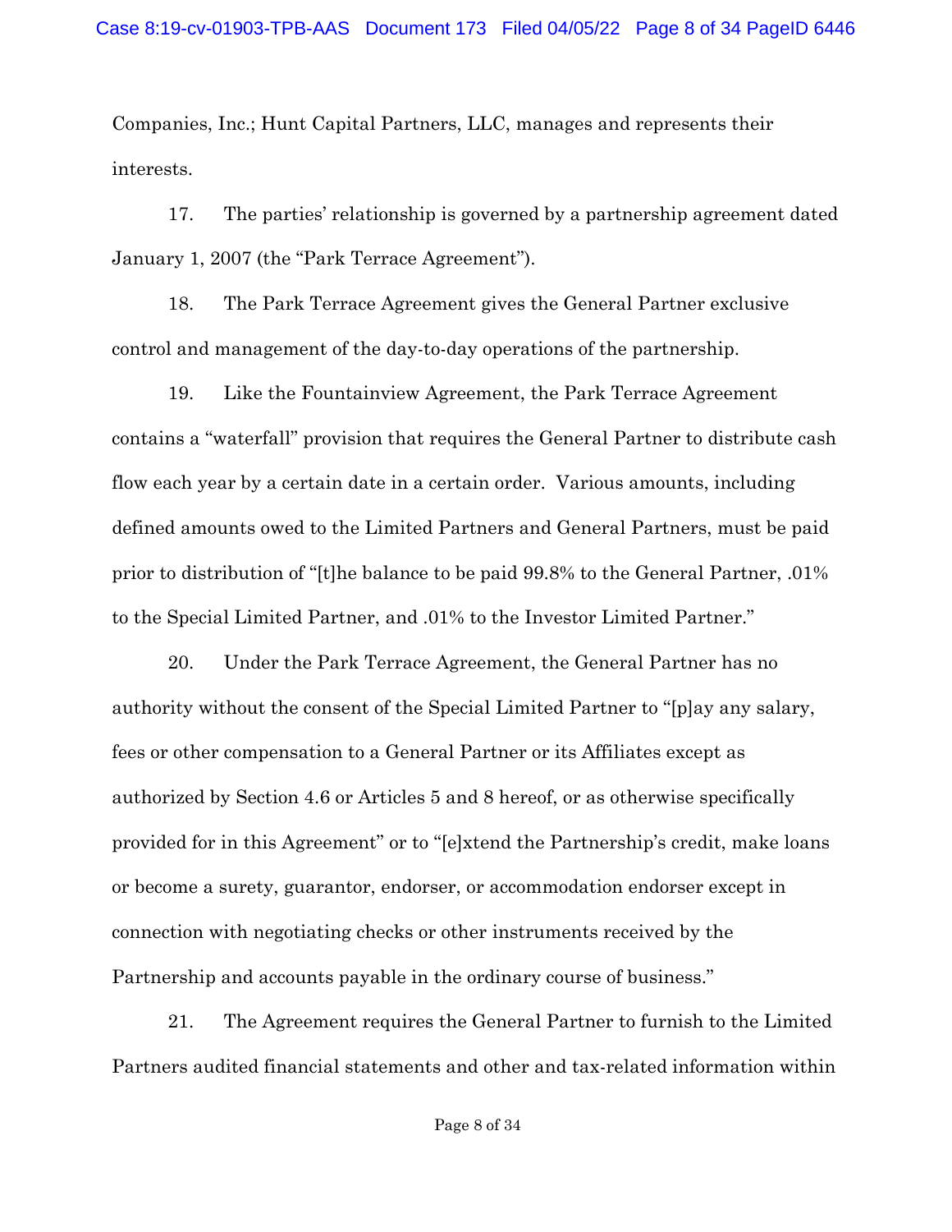Companies, Inc.; Hunt Capital Partners, LLC, manages and represents their interests.

17. The parties' relationship is governed by a partnership agreement dated January 1, 2007 (the "Park Terrace Agreement").

18. The Park Terrace Agreement gives the General Partner exclusive control and management of the day-to-day operations of the partnership.

19. Like the Fountainview Agreement, the Park Terrace Agreement contains a "waterfall" provision that requires the General Partner to distribute cash flow each year by a certain date in a certain order. Various amounts, including defined amounts owed to the Limited Partners and General Partners, must be paid prior to distribution of "[t]he balance to be paid 99.8% to the General Partner, .01% to the Special Limited Partner, and .01% to the Investor Limited Partner."

20. Under the Park Terrace Agreement, the General Partner has no authority without the consent of the Special Limited Partner to "[p]ay any salary, fees or other compensation to a General Partner or its Affiliates except as authorized by Section 4.6 or Articles 5 and 8 hereof, or as otherwise specifically provided for in this Agreement" or to "[e]xtend the Partnership's credit, make loans or become a surety, guarantor, endorser, or accommodation endorser except in connection with negotiating checks or other instruments received by the Partnership and accounts payable in the ordinary course of business."

21. The Agreement requires the General Partner to furnish to the Limited Partners audited financial statements and other and tax-related information within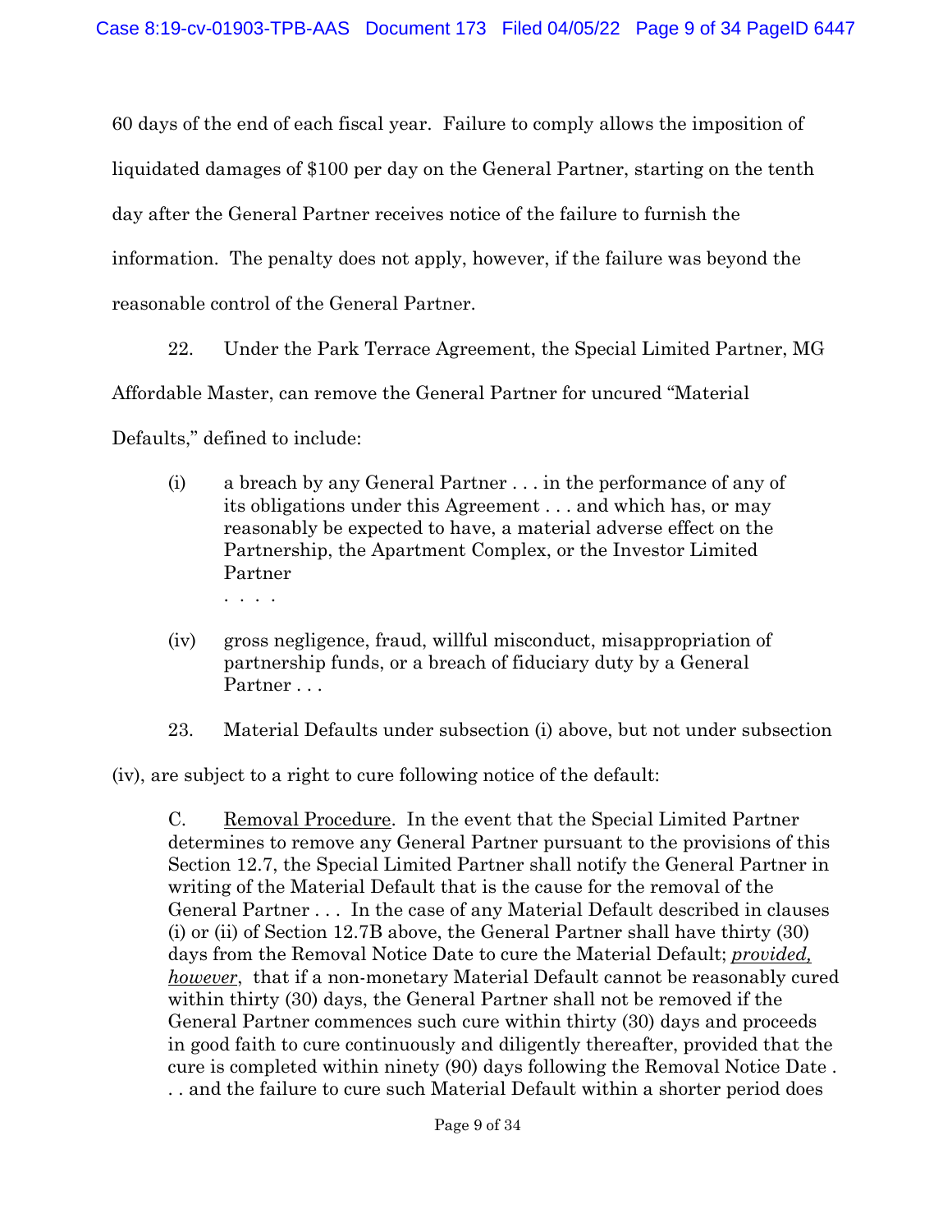60 days of the end of each fiscal year. Failure to comply allows the imposition of liquidated damages of $100 per day on the General Partner, starting on the tenth day after the General Partner receives notice of the failure to furnish the information. The penalty does not apply, however, if the failure was beyond the reasonable control of the General Partner.

22. Under the Park Terrace Agreement, the Special Limited Partner, MG Affordable Master, can remove the General Partner for uncured "Material Defaults," defined to include:

> (i) a breach by any General Partner . . . in the performance of any of its obligations under this Agreement . . . and which has, or may reasonably be expected to have, a material adverse effect on the Partnership, the Apartment Complex, or the Investor Limited Partner
>
> . . . .
>
> (iv) gross negligence, fraud, willful misconduct, misappropriation of partnership funds, or a breach of fiduciary duty by a General Partner . . .

23. Material Defaults under subsection (i) above, but not under subsection (iv), are subject to a right to cure following notice of the default:

> C. <u>Removal Procedure</u>. In the event that the Special Limited Partner determines to remove any General Partner pursuant to the provisions of this Section 12.7, the Special Limited Partner shall notify the General Partner in writing of the Material Default that is the cause for the removal of the General Partner . . . In the case of any Material Default described in clauses (i) or (ii) of Section 12.7B above, the General Partner shall have thirty (30) days from the Removal Notice Date to cure the Material Default; ***provided, however***, that if a non-monetary Material Default cannot be reasonably cured within thirty (30) days, the General Partner shall not be removed if the General Partner commences such cure within thirty (30) days and proceeds in good faith to cure continuously and diligently thereafter, provided that the cure is completed within ninety (90) days following the Removal Notice Date . . . and the failure to cure such Material Default within a shorter period does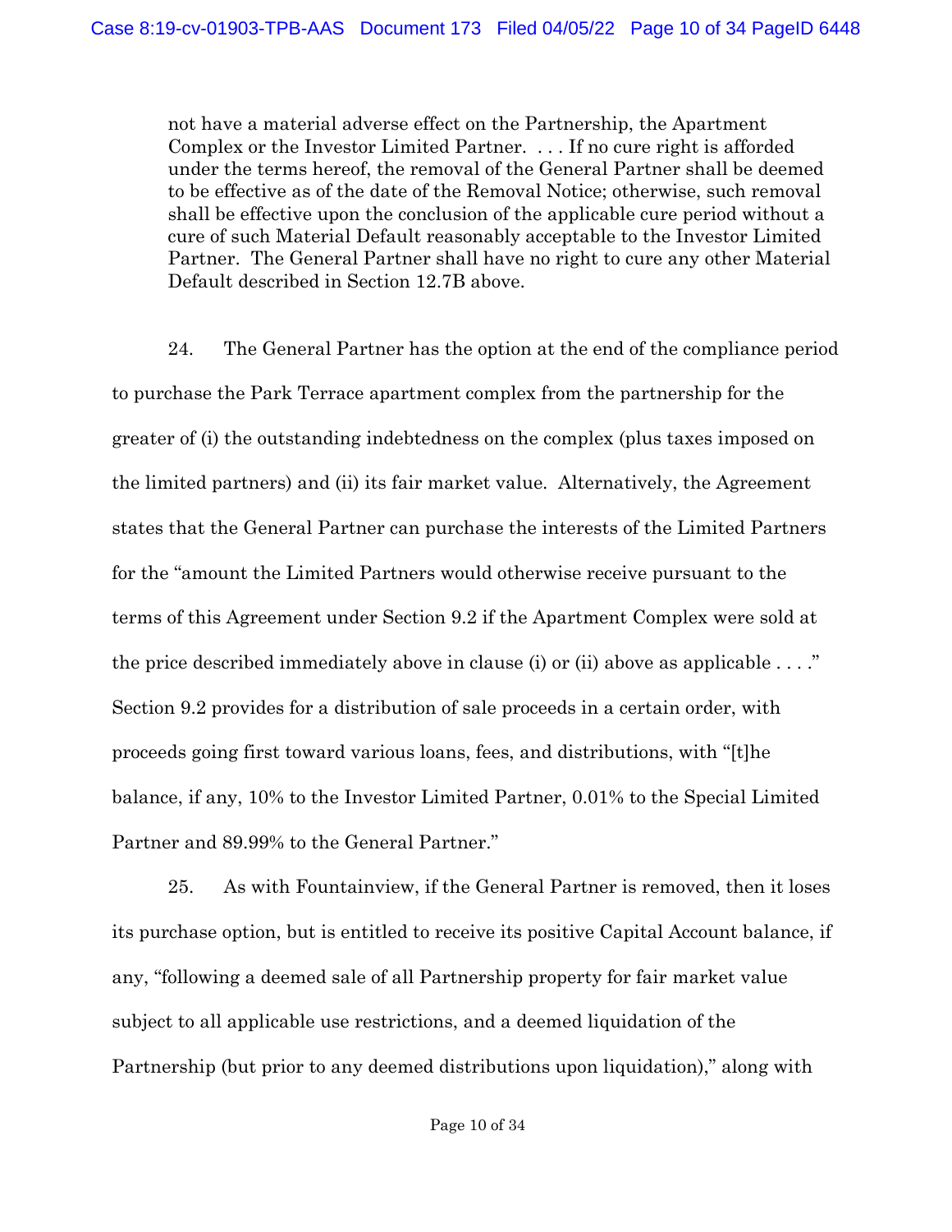> not have a material adverse effect on the Partnership, the Apartment Complex or the Investor Limited Partner. . . . If no cure right is afforded under the terms hereof, the removal of the General Partner shall be deemed to be effective as of the date of the Removal Notice; otherwise, such removal shall be effective upon the conclusion of the applicable cure period without a cure of such Material Default reasonably acceptable to the Investor Limited Partner. The General Partner shall have no right to cure any other Material Default described in Section 12.7B above.

24. The General Partner has the option at the end of the compliance period to purchase the Park Terrace apartment complex from the partnership for the greater of (i) the outstanding indebtedness on the complex (plus taxes imposed on the limited partners) and (ii) its fair market value. Alternatively, the Agreement states that the General Partner can purchase the interests of the Limited Partners for the "amount the Limited Partners would otherwise receive pursuant to the terms of this Agreement under Section 9.2 if the Apartment Complex were sold at the price described immediately above in clause (i) or (ii) above as applicable . . . ." Section 9.2 provides for a distribution of sale proceeds in a certain order, with proceeds going first toward various loans, fees, and distributions, with "[t]he balance, if any, 10% to the Investor Limited Partner, 0.01% to the Special Limited Partner and 89.99% to the General Partner."

25. As with Fountainview, if the General Partner is removed, then it loses its purchase option, but is entitled to receive its positive Capital Account balance, if any, "following a deemed sale of all Partnership property for fair market value subject to all applicable use restrictions, and a deemed liquidation of the Partnership (but prior to any deemed distributions upon liquidation)," along with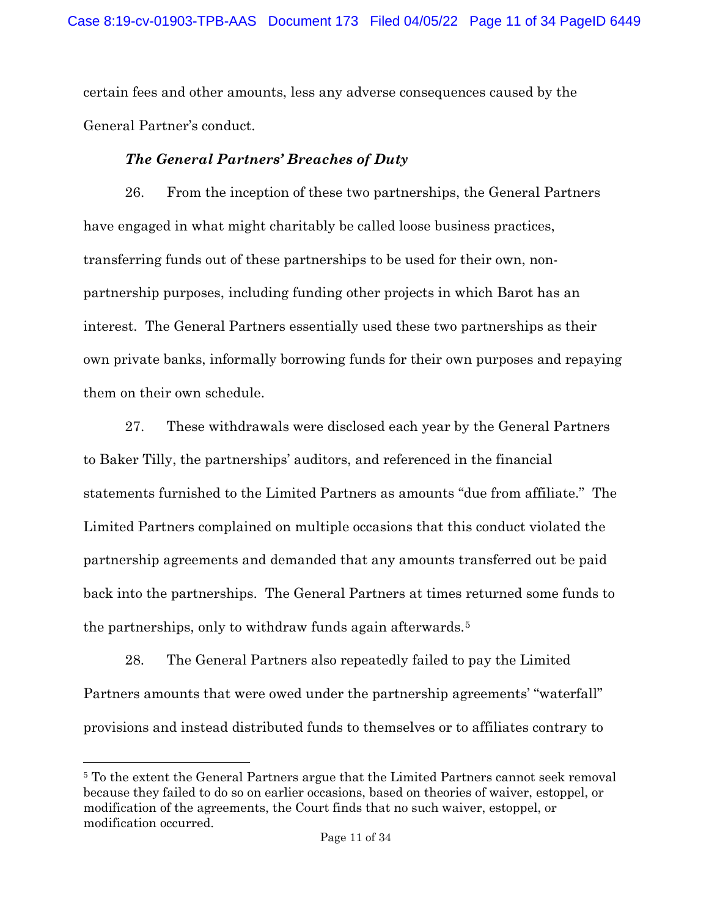certain fees and other amounts, less any adverse consequences caused by the General Partner's conduct.

***The General Partners' Breaches of Duty***

26. From the inception of these two partnerships, the General Partners have engaged in what might charitably be called loose business practices, transferring funds out of these partnerships to be used for their own, non-partnership purposes, including funding other projects in which Barot has an interest. The General Partners essentially used these two partnerships as their own private banks, informally borrowing funds for their own purposes and repaying them on their own schedule.

27. These withdrawals were disclosed each year by the General Partners to Baker Tilly, the partnerships' auditors, and referenced in the financial statements furnished to the Limited Partners as amounts "due from affiliate." The Limited Partners complained on multiple occasions that this conduct violated the partnership agreements and demanded that any amounts transferred out be paid back into the partnerships. The General Partners at times returned some funds to the partnerships, only to withdraw funds again afterwards.[5]

28. The General Partners also repeatedly failed to pay the Limited Partners amounts that were owed under the partnership agreements' "waterfall" provisions and instead distributed funds to themselves or to affiliates contrary to

[5] To the extent the General Partners argue that the Limited Partners cannot seek removal because they failed to do so on earlier occasions, based on theories of waiver, estoppel, or modification of the agreements, the Court finds that no such waiver, estoppel, or modification occurred.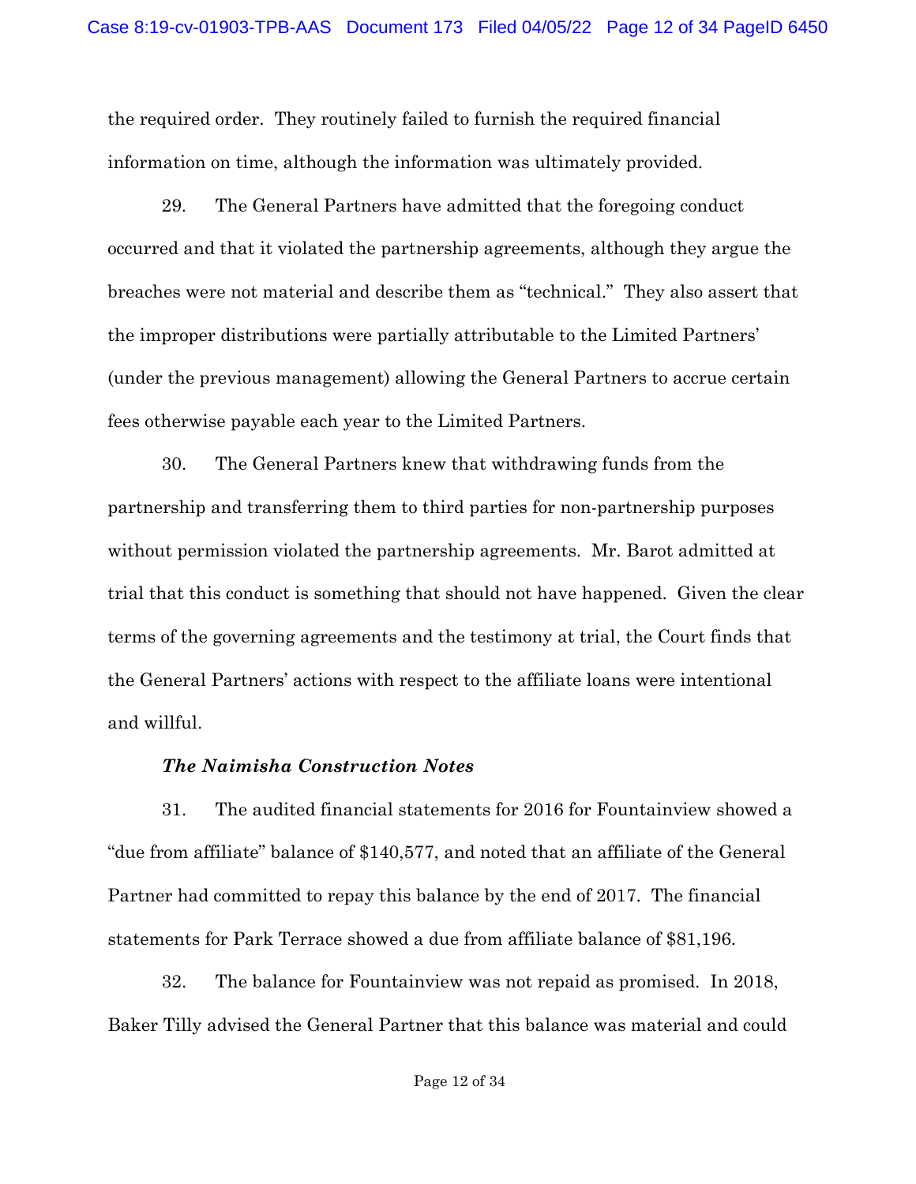the required order. They routinely failed to furnish the required financial information on time, although the information was ultimately provided.

29. The General Partners have admitted that the foregoing conduct occurred and that it violated the partnership agreements, although they argue the breaches were not material and describe them as "technical." They also assert that the improper distributions were partially attributable to the Limited Partners' (under the previous management) allowing the General Partners to accrue certain fees otherwise payable each year to the Limited Partners.

30. The General Partners knew that withdrawing funds from the partnership and transferring them to third parties for non-partnership purposes without permission violated the partnership agreements. Mr. Barot admitted at trial that this conduct is something that should not have happened. Given the clear terms of the governing agreements and the testimony at trial, the Court finds that the General Partners' actions with respect to the affiliate loans were intentional and willful.

***The Naimisha Construction Notes***

31. The audited financial statements for 2016 for Fountainview showed a "due from affiliate" balance of $140,577, and noted that an affiliate of the General Partner had committed to repay this balance by the end of 2017. The financial statements for Park Terrace showed a due from affiliate balance of $81,196.

32. The balance for Fountainview was not repaid as promised. In 2018, Baker Tilly advised the General Partner that this balance was material and could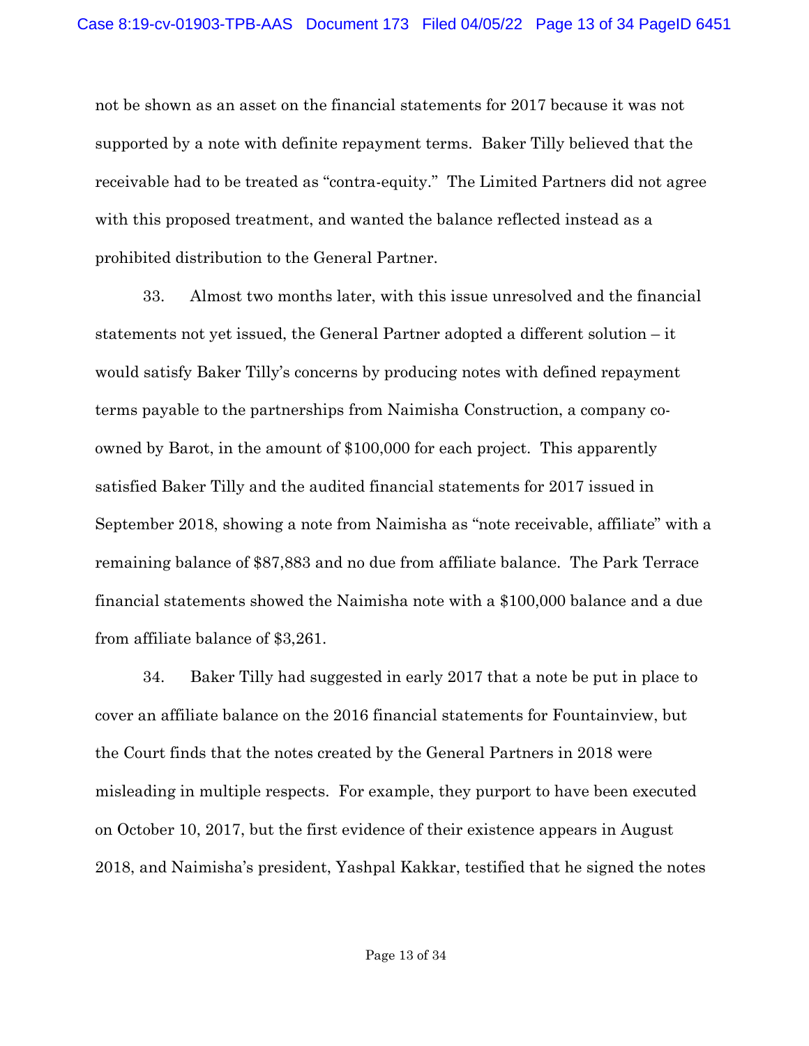not be shown as an asset on the financial statements for 2017 because it was not supported by a note with definite repayment terms. Baker Tilly believed that the receivable had to be treated as "contra-equity." The Limited Partners did not agree with this proposed treatment, and wanted the balance reflected instead as a prohibited distribution to the General Partner.

33. Almost two months later, with this issue unresolved and the financial statements not yet issued, the General Partner adopted a different solution – it would satisfy Baker Tilly's concerns by producing notes with defined repayment terms payable to the partnerships from Naimisha Construction, a company co-owned by Barot, in the amount of $100,000 for each project. This apparently satisfied Baker Tilly and the audited financial statements for 2017 issued in September 2018, showing a note from Naimisha as "note receivable, affiliate" with a remaining balance of $87,883 and no due from affiliate balance. The Park Terrace financial statements showed the Naimisha note with a $100,000 balance and a due from affiliate balance of $3,261.

34. Baker Tilly had suggested in early 2017 that a note be put in place to cover an affiliate balance on the 2016 financial statements for Fountainview, but the Court finds that the notes created by the General Partners in 2018 were misleading in multiple respects. For example, they purport to have been executed on October 10, 2017, but the first evidence of their existence appears in August 2018, and Naimisha's president, Yashpal Kakkar, testified that he signed the notes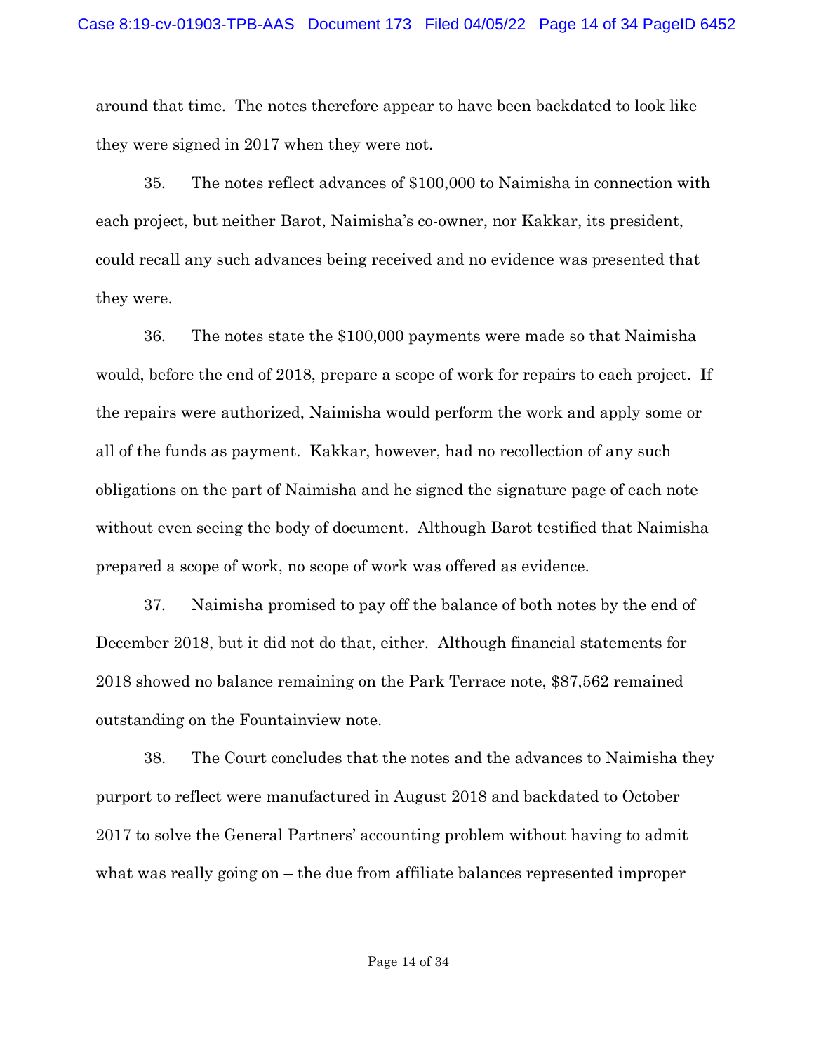around that time. The notes therefore appear to have been backdated to look like they were signed in 2017 when they were not.

35. The notes reflect advances of $100,000 to Naimisha in connection with each project, but neither Barot, Naimisha's co-owner, nor Kakkar, its president, could recall any such advances being received and no evidence was presented that they were.

36. The notes state the $100,000 payments were made so that Naimisha would, before the end of 2018, prepare a scope of work for repairs to each project. If the repairs were authorized, Naimisha would perform the work and apply some or all of the funds as payment. Kakkar, however, had no recollection of any such obligations on the part of Naimisha and he signed the signature page of each note without even seeing the body of document. Although Barot testified that Naimisha prepared a scope of work, no scope of work was offered as evidence.

37. Naimisha promised to pay off the balance of both notes by the end of December 2018, but it did not do that, either. Although financial statements for 2018 showed no balance remaining on the Park Terrace note, $87,562 remained outstanding on the Fountainview note.

38. The Court concludes that the notes and the advances to Naimisha they purport to reflect were manufactured in August 2018 and backdated to October 2017 to solve the General Partners' accounting problem without having to admit what was really going on – the due from affiliate balances represented improper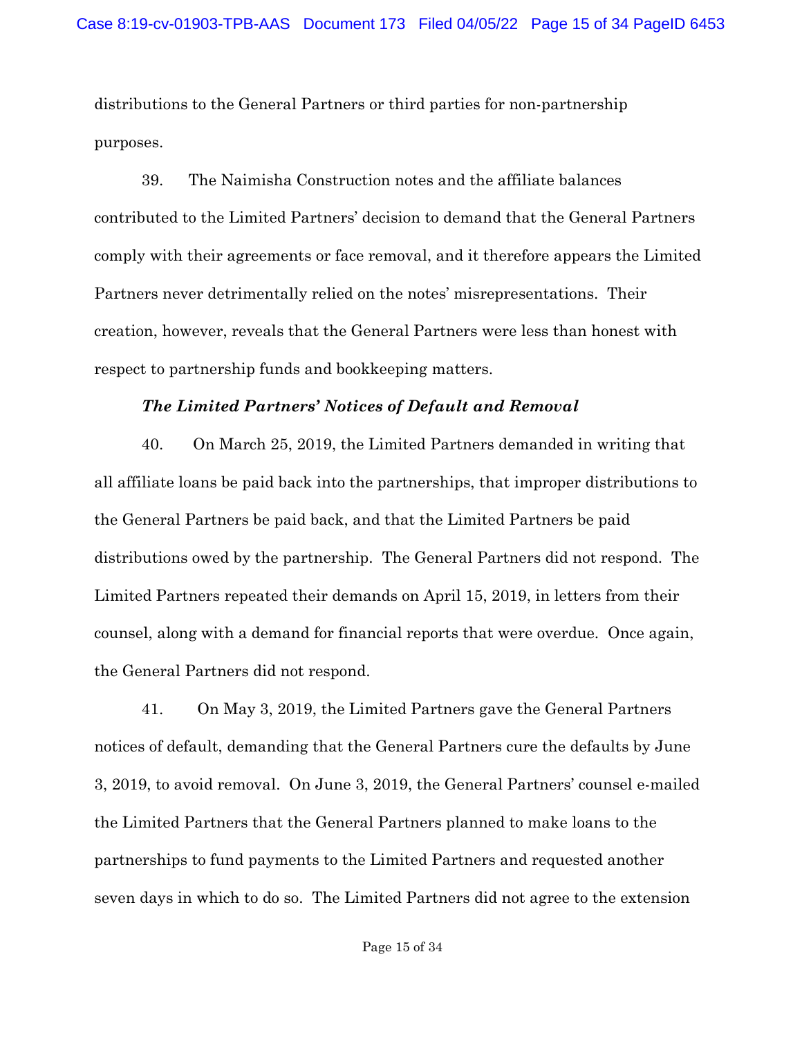distributions to the General Partners or third parties for non-partnership purposes.

39. The Naimisha Construction notes and the affiliate balances contributed to the Limited Partners' decision to demand that the General Partners comply with their agreements or face removal, and it therefore appears the Limited Partners never detrimentally relied on the notes' misrepresentations. Their creation, however, reveals that the General Partners were less than honest with respect to partnership funds and bookkeeping matters.

***The Limited Partners' Notices of Default and Removal***

40. On March 25, 2019, the Limited Partners demanded in writing that all affiliate loans be paid back into the partnerships, that improper distributions to the General Partners be paid back, and that the Limited Partners be paid distributions owed by the partnership. The General Partners did not respond. The Limited Partners repeated their demands on April 15, 2019, in letters from their counsel, along with a demand for financial reports that were overdue. Once again, the General Partners did not respond.

41. On May 3, 2019, the Limited Partners gave the General Partners notices of default, demanding that the General Partners cure the defaults by June 3, 2019, to avoid removal. On June 3, 2019, the General Partners' counsel e-mailed the Limited Partners that the General Partners planned to make loans to the partnerships to fund payments to the Limited Partners and requested another seven days in which to do so. The Limited Partners did not agree to the extension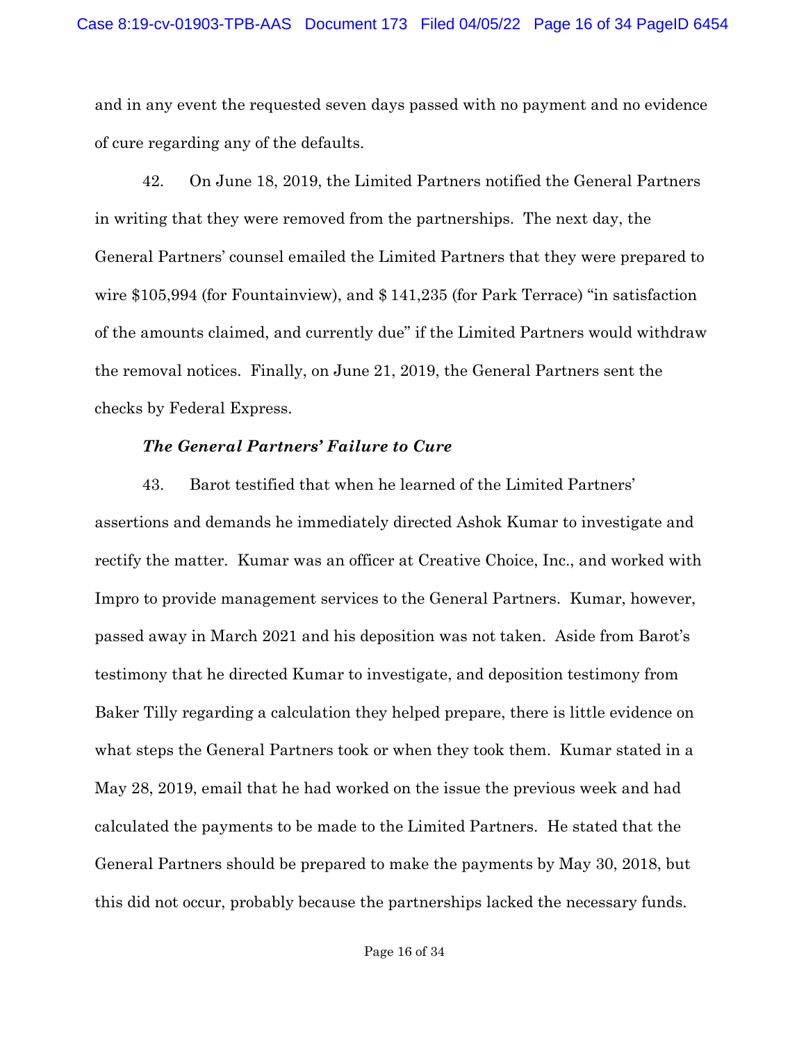and in any event the requested seven days passed with no payment and no evidence of cure regarding any of the defaults.

42. On June 18, 2019, the Limited Partners notified the General Partners in writing that they were removed from the partnerships. The next day, the General Partners' counsel emailed the Limited Partners that they were prepared to wire $105,994 (for Fountainview), and $ 141,235 (for Park Terrace) "in satisfaction of the amounts claimed, and currently due" if the Limited Partners would withdraw the removal notices. Finally, on June 21, 2019, the General Partners sent the checks by Federal Express.

***The General Partners' Failure to Cure***

43. Barot testified that when he learned of the Limited Partners' assertions and demands he immediately directed Ashok Kumar to investigate and rectify the matter. Kumar was an officer at Creative Choice, Inc., and worked with Impro to provide management services to the General Partners. Kumar, however, passed away in March 2021 and his deposition was not taken. Aside from Barot's testimony that he directed Kumar to investigate, and deposition testimony from Baker Tilly regarding a calculation they helped prepare, there is little evidence on what steps the General Partners took or when they took them. Kumar stated in a May 28, 2019, email that he had worked on the issue the previous week and had calculated the payments to be made to the Limited Partners. He stated that the General Partners should be prepared to make the payments by May 30, 2018, but this did not occur, probably because the partnerships lacked the necessary funds.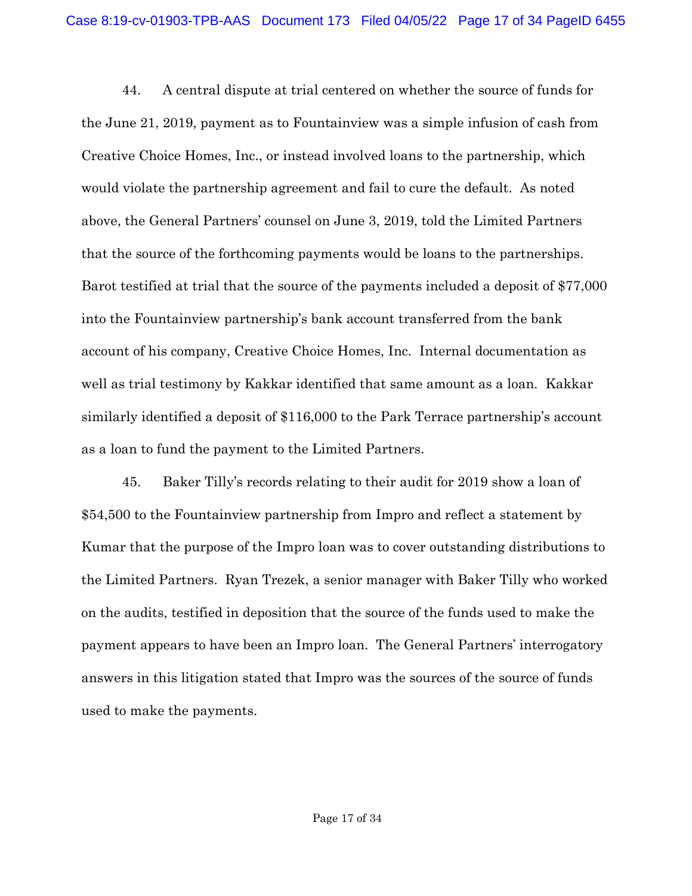44. A central dispute at trial centered on whether the source of funds for the June 21, 2019, payment as to Fountainview was a simple infusion of cash from Creative Choice Homes, Inc., or instead involved loans to the partnership, which would violate the partnership agreement and fail to cure the default. As noted above, the General Partners' counsel on June 3, 2019, told the Limited Partners that the source of the forthcoming payments would be loans to the partnerships. Barot testified at trial that the source of the payments included a deposit of $77,000 into the Fountainview partnership's bank account transferred from the bank account of his company, Creative Choice Homes, Inc. Internal documentation as well as trial testimony by Kakkar identified that same amount as a loan. Kakkar similarly identified a deposit of $116,000 to the Park Terrace partnership's account as a loan to fund the payment to the Limited Partners.

45. Baker Tilly's records relating to their audit for 2019 show a loan of $54,500 to the Fountainview partnership from Impro and reflect a statement by Kumar that the purpose of the Impro loan was to cover outstanding distributions to the Limited Partners. Ryan Trezek, a senior manager with Baker Tilly who worked on the audits, testified in deposition that the source of the funds used to make the payment appears to have been an Impro loan. The General Partners' interrogatory answers in this litigation stated that Impro was the sources of the source of funds used to make the payments.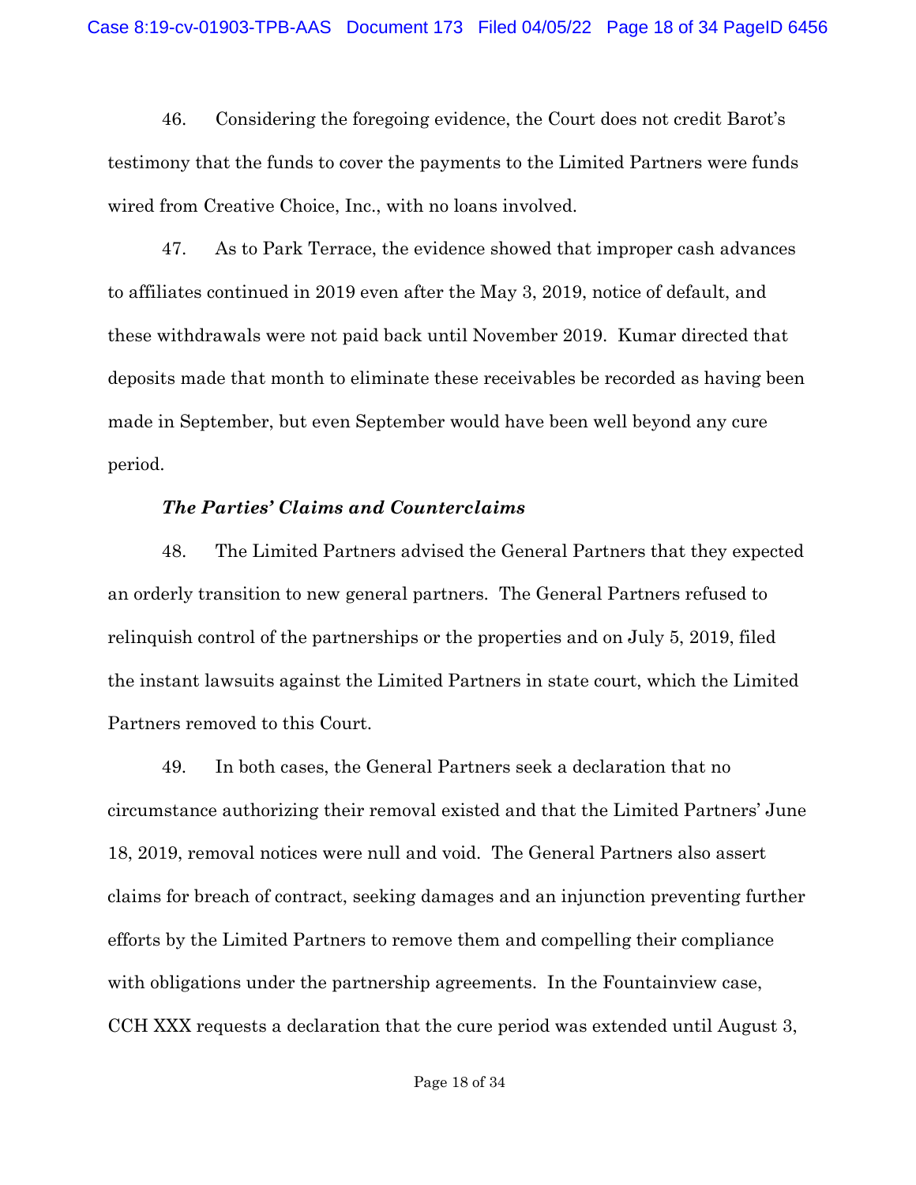46. Considering the foregoing evidence, the Court does not credit Barot's testimony that the funds to cover the payments to the Limited Partners were funds wired from Creative Choice, Inc., with no loans involved.

47. As to Park Terrace, the evidence showed that improper cash advances to affiliates continued in 2019 even after the May 3, 2019, notice of default, and these withdrawals were not paid back until November 2019. Kumar directed that deposits made that month to eliminate these receivables be recorded as having been made in September, but even September would have been well beyond any cure period.

***The Parties' Claims and Counterclaims***

48. The Limited Partners advised the General Partners that they expected an orderly transition to new general partners. The General Partners refused to relinquish control of the partnerships or the properties and on July 5, 2019, filed the instant lawsuits against the Limited Partners in state court, which the Limited Partners removed to this Court.

49. In both cases, the General Partners seek a declaration that no circumstance authorizing their removal existed and that the Limited Partners' June 18, 2019, removal notices were null and void. The General Partners also assert claims for breach of contract, seeking damages and an injunction preventing further efforts by the Limited Partners to remove them and compelling their compliance with obligations under the partnership agreements. In the Fountainview case, CCH XXX requests a declaration that the cure period was extended until August 3,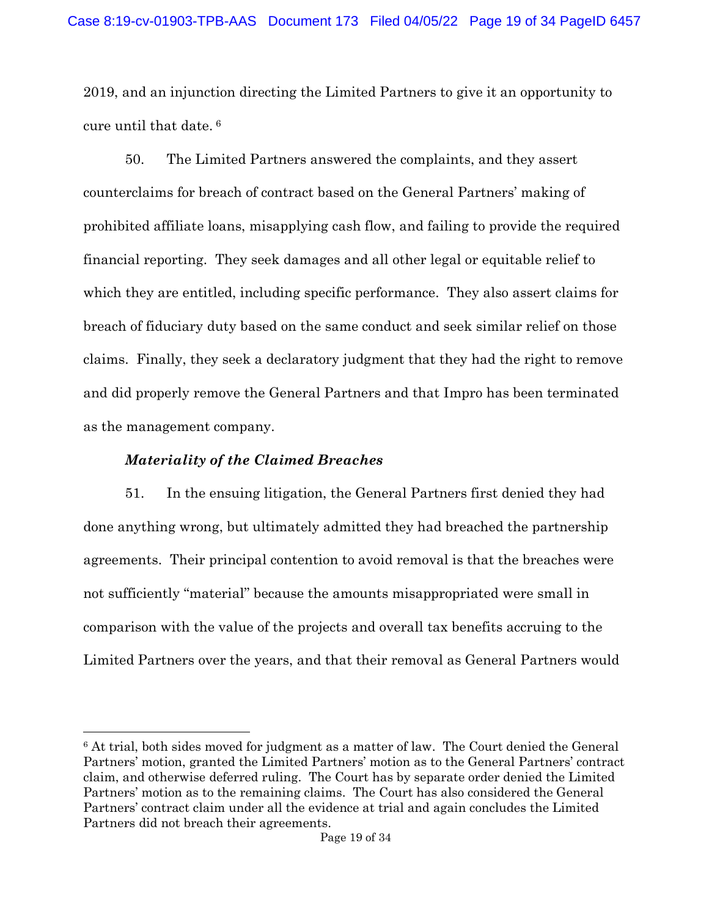2019, and an injunction directing the Limited Partners to give it an opportunity to cure until that date. [6]

50. The Limited Partners answered the complaints, and they assert counterclaims for breach of contract based on the General Partners' making of prohibited affiliate loans, misapplying cash flow, and failing to provide the required financial reporting. They seek damages and all other legal or equitable relief to which they are entitled, including specific performance. They also assert claims for breach of fiduciary duty based on the same conduct and seek similar relief on those claims. Finally, they seek a declaratory judgment that they had the right to remove and did properly remove the General Partners and that Impro has been terminated as the management company.

***Materiality of the Claimed Breaches***

51. In the ensuing litigation, the General Partners first denied they had done anything wrong, but ultimately admitted they had breached the partnership agreements. Their principal contention to avoid removal is that the breaches were not sufficiently "material" because the amounts misappropriated were small in comparison with the value of the projects and overall tax benefits accruing to the Limited Partners over the years, and that their removal as General Partners would

---

[6] At trial, both sides moved for judgment as a matter of law. The Court denied the General Partners' motion, granted the Limited Partners' motion as to the General Partners' contract claim, and otherwise deferred ruling. The Court has by separate order denied the Limited Partners' motion as to the remaining claims. The Court has also considered the General Partners' contract claim under all the evidence at trial and again concludes the Limited Partners did not breach their agreements.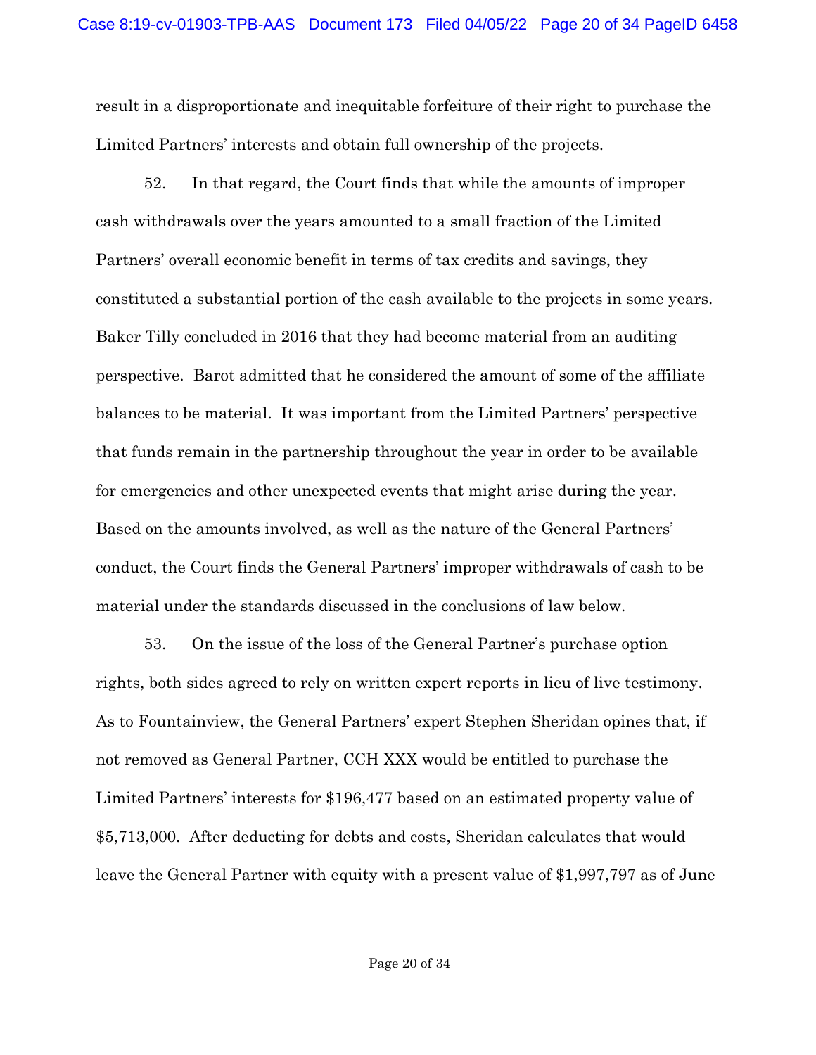result in a disproportionate and inequitable forfeiture of their right to purchase the Limited Partners' interests and obtain full ownership of the projects.

52. In that regard, the Court finds that while the amounts of improper cash withdrawals over the years amounted to a small fraction of the Limited Partners' overall economic benefit in terms of tax credits and savings, they constituted a substantial portion of the cash available to the projects in some years. Baker Tilly concluded in 2016 that they had become material from an auditing perspective. Barot admitted that he considered the amount of some of the affiliate balances to be material. It was important from the Limited Partners' perspective that funds remain in the partnership throughout the year in order to be available for emergencies and other unexpected events that might arise during the year. Based on the amounts involved, as well as the nature of the General Partners' conduct, the Court finds the General Partners' improper withdrawals of cash to be material under the standards discussed in the conclusions of law below.

53. On the issue of the loss of the General Partner's purchase option rights, both sides agreed to rely on written expert reports in lieu of live testimony. As to Fountainview, the General Partners' expert Stephen Sheridan opines that, if not removed as General Partner, CCH XXX would be entitled to purchase the Limited Partners' interests for $196,477 based on an estimated property value of $5,713,000. After deducting for debts and costs, Sheridan calculates that would leave the General Partner with equity with a present value of $1,997,797 as of June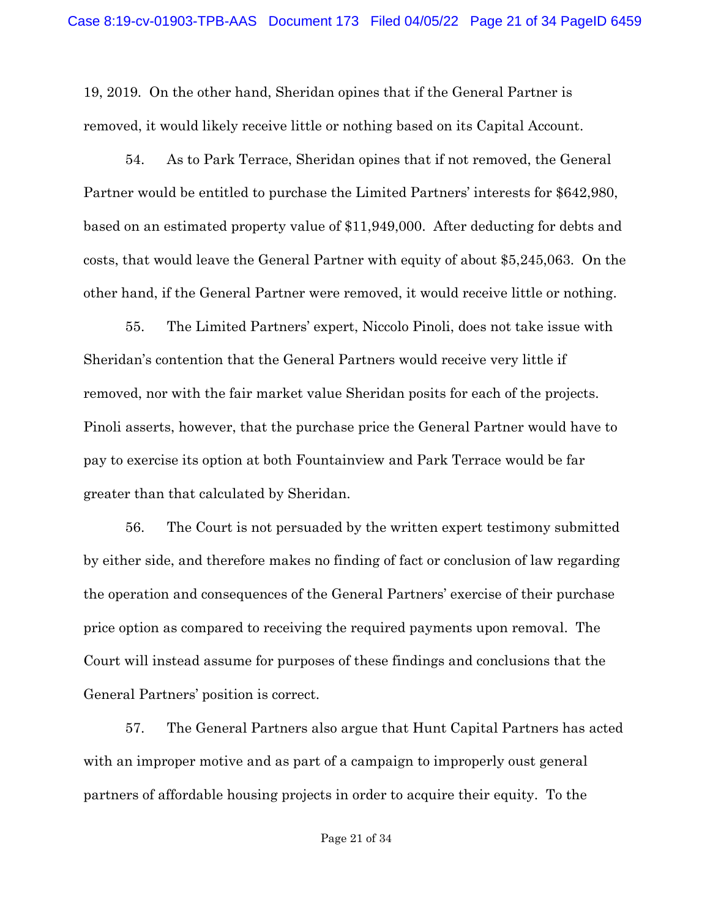19, 2019. On the other hand, Sheridan opines that if the General Partner is removed, it would likely receive little or nothing based on its Capital Account.

54. As to Park Terrace, Sheridan opines that if not removed, the General Partner would be entitled to purchase the Limited Partners' interests for $642,980, based on an estimated property value of $11,949,000. After deducting for debts and costs, that would leave the General Partner with equity of about $5,245,063. On the other hand, if the General Partner were removed, it would receive little or nothing.

55. The Limited Partners' expert, Niccolo Pinoli, does not take issue with Sheridan's contention that the General Partners would receive very little if removed, nor with the fair market value Sheridan posits for each of the projects. Pinoli asserts, however, that the purchase price the General Partner would have to pay to exercise its option at both Fountainview and Park Terrace would be far greater than that calculated by Sheridan.

56. The Court is not persuaded by the written expert testimony submitted by either side, and therefore makes no finding of fact or conclusion of law regarding the operation and consequences of the General Partners' exercise of their purchase price option as compared to receiving the required payments upon removal. The Court will instead assume for purposes of these findings and conclusions that the General Partners' position is correct.

57. The General Partners also argue that Hunt Capital Partners has acted with an improper motive and as part of a campaign to improperly oust general partners of affordable housing projects in order to acquire their equity. To the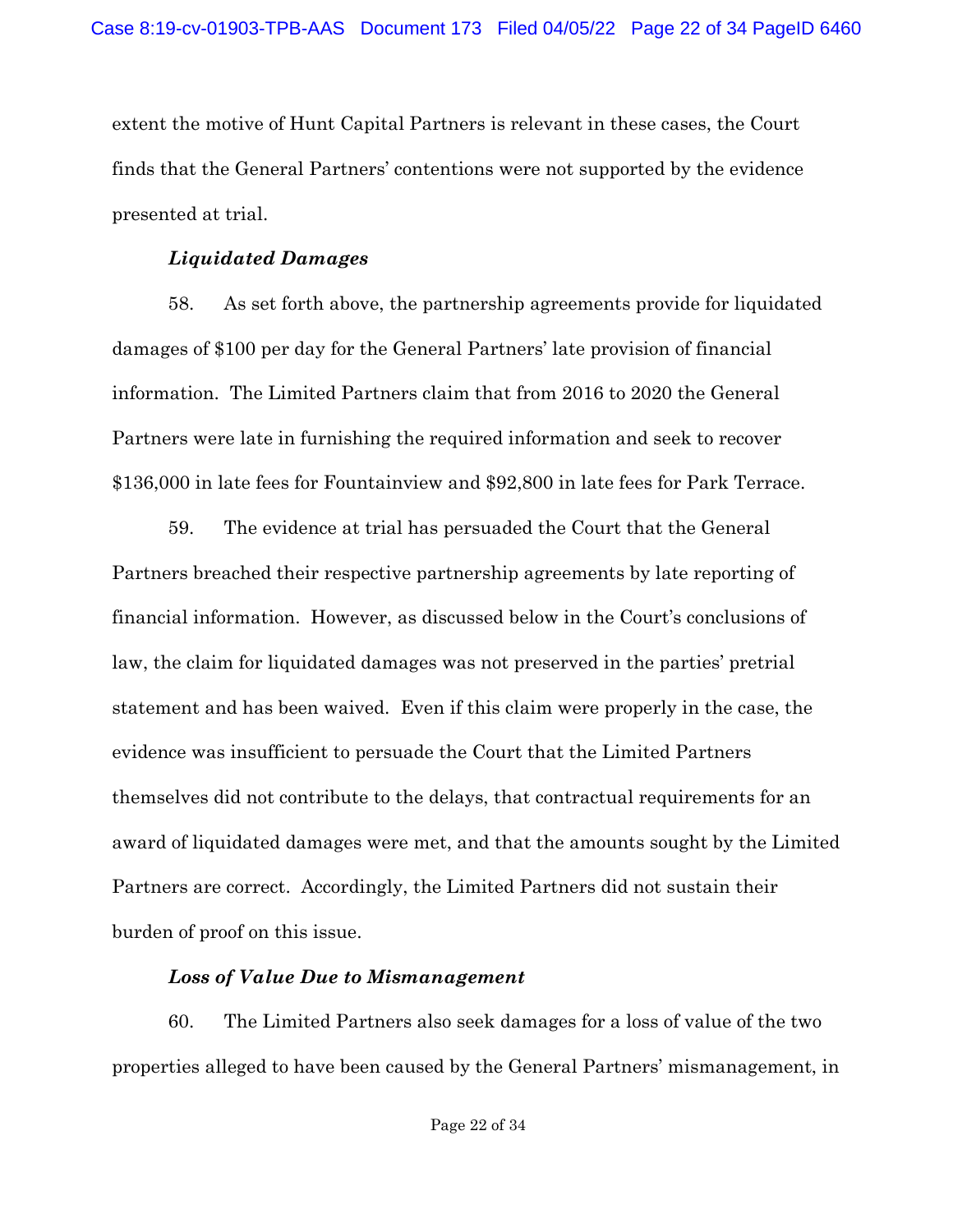extent the motive of Hunt Capital Partners is relevant in these cases, the Court finds that the General Partners' contentions were not supported by the evidence presented at trial.

***Liquidated Damages***

58. As set forth above, the partnership agreements provide for liquidated damages of $100 per day for the General Partners' late provision of financial information. The Limited Partners claim that from 2016 to 2020 the General Partners were late in furnishing the required information and seek to recover $136,000 in late fees for Fountainview and $92,800 in late fees for Park Terrace.

59. The evidence at trial has persuaded the Court that the General Partners breached their respective partnership agreements by late reporting of financial information. However, as discussed below in the Court's conclusions of law, the claim for liquidated damages was not preserved in the parties' pretrial statement and has been waived. Even if this claim were properly in the case, the evidence was insufficient to persuade the Court that the Limited Partners themselves did not contribute to the delays, that contractual requirements for an award of liquidated damages were met, and that the amounts sought by the Limited Partners are correct. Accordingly, the Limited Partners did not sustain their burden of proof on this issue.

***Loss of Value Due to Mismanagement***

60. The Limited Partners also seek damages for a loss of value of the two properties alleged to have been caused by the General Partners' mismanagement, in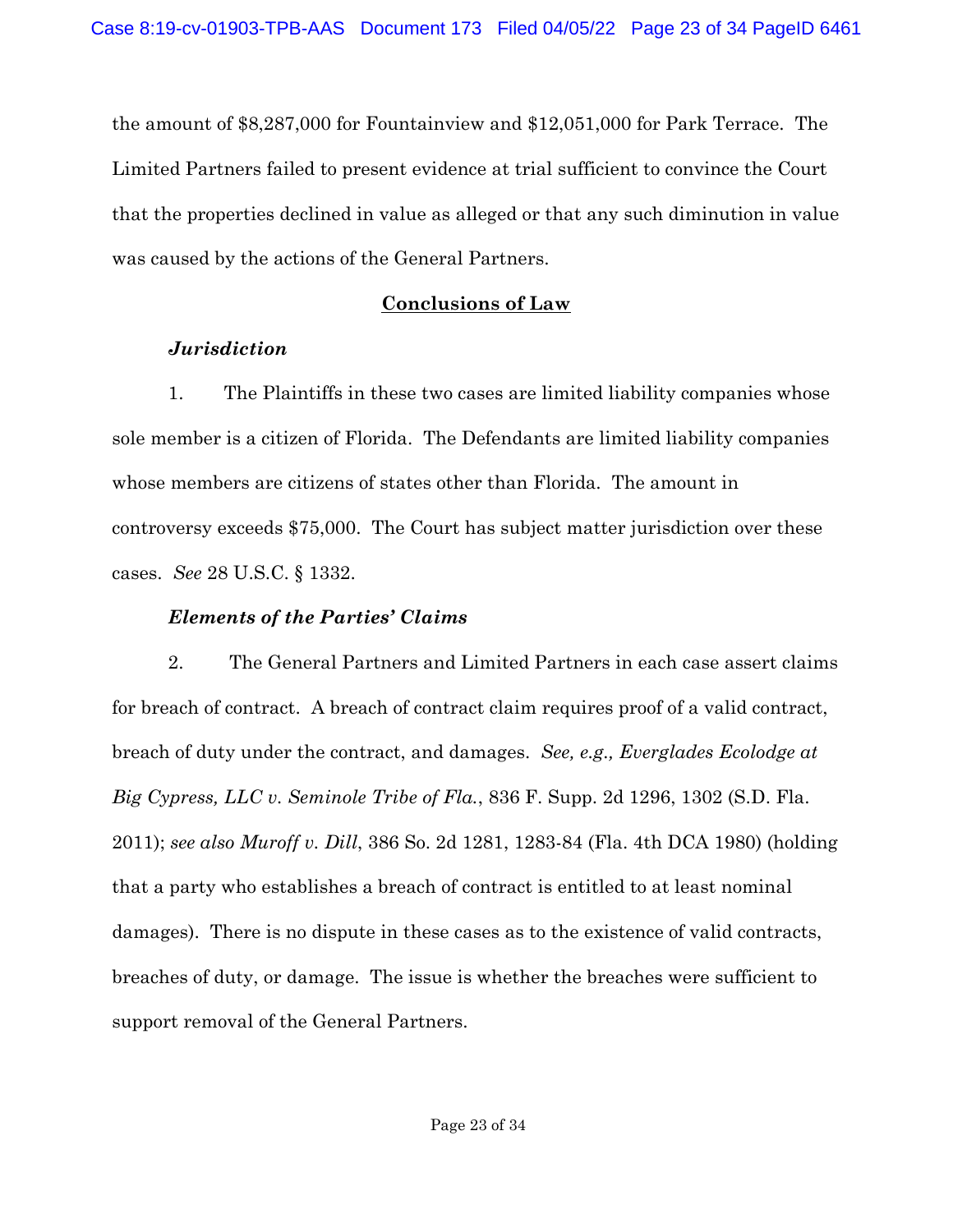the amount of $8,287,000 for Fountainview and $12,051,000 for Park Terrace. The Limited Partners failed to present evidence at trial sufficient to convince the Court that the properties declined in value as alleged or that any such diminution in value was caused by the actions of the General Partners.

## **Conclusions of Law**

### ***Jurisdiction***

1. The Plaintiffs in these two cases are limited liability companies whose sole member is a citizen of Florida. The Defendants are limited liability companies whose members are citizens of states other than Florida. The amount in controversy exceeds $75,000. The Court has subject matter jurisdiction over these cases. *See* 28 U.S.C. § 1332.

### ***Elements of the Parties' Claims***

2. The General Partners and Limited Partners in each case assert claims for breach of contract. A breach of contract claim requires proof of a valid contract, breach of duty under the contract, and damages. *See, e.g., Everglades Ecolodge at Big Cypress, LLC v. Seminole Tribe of Fla.*, 836 F. Supp. 2d 1296, 1302 (S.D. Fla. 2011); *see also Muroff v. Dill*, 386 So. 2d 1281, 1283-84 (Fla. 4th DCA 1980) (holding that a party who establishes a breach of contract is entitled to at least nominal damages). There is no dispute in these cases as to the existence of valid contracts, breaches of duty, or damage. The issue is whether the breaches were sufficient to support removal of the General Partners.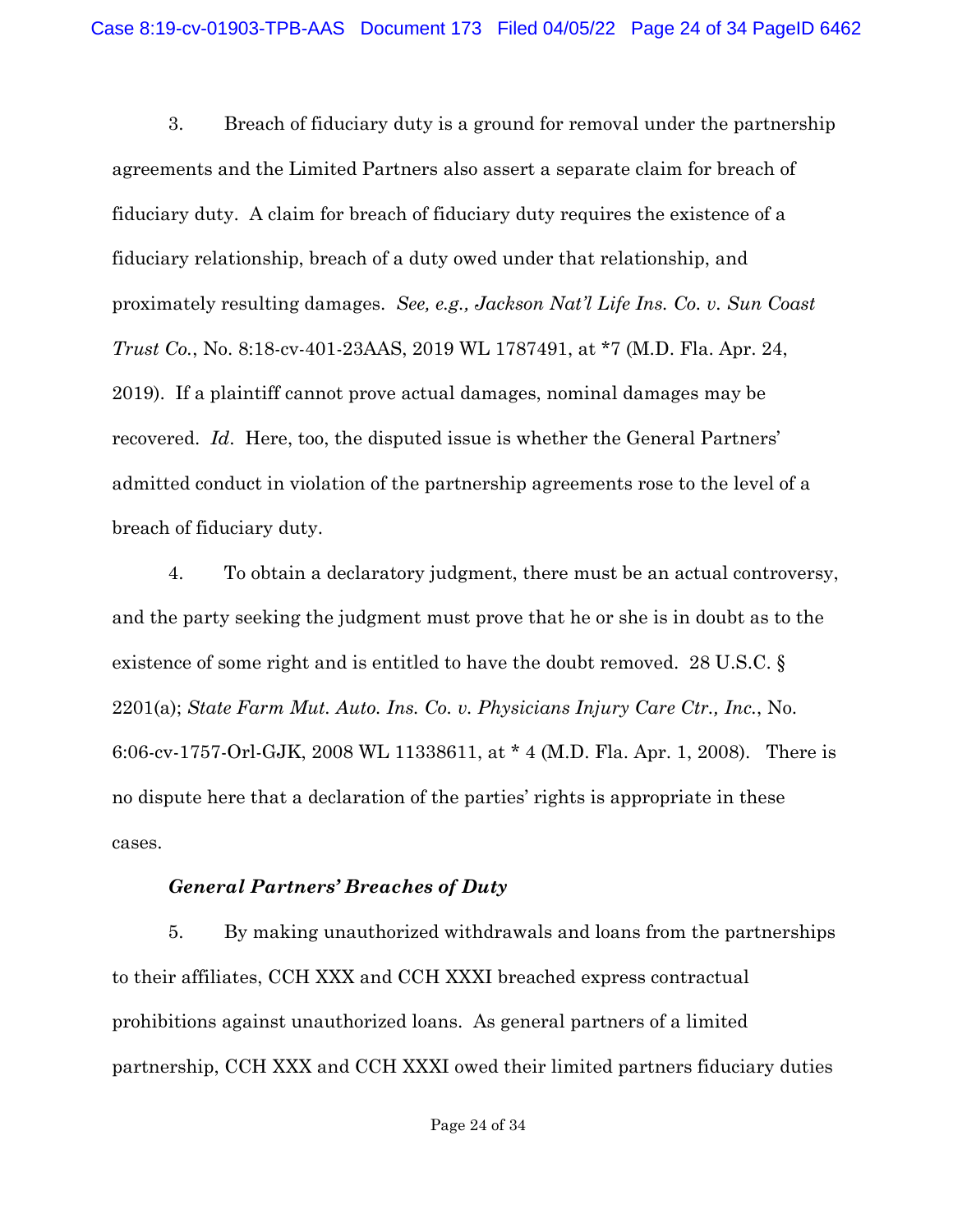3. Breach of fiduciary duty is a ground for removal under the partnership agreements and the Limited Partners also assert a separate claim for breach of fiduciary duty. A claim for breach of fiduciary duty requires the existence of a fiduciary relationship, breach of a duty owed under that relationship, and proximately resulting damages. *See, e.g., Jackson Nat'l Life Ins. Co. v. Sun Coast Trust Co.*, No. 8:18-cv-401-23AAS, 2019 WL 1787491, at *7 (M.D. Fla. Apr. 24, 2019). If a plaintiff cannot prove actual damages, nominal damages may be recovered. *Id*. Here, too, the disputed issue is whether the General Partners' admitted conduct in violation of the partnership agreements rose to the level of a breach of fiduciary duty.

4. To obtain a declaratory judgment, there must be an actual controversy, and the party seeking the judgment must prove that he or she is in doubt as to the existence of some right and is entitled to have the doubt removed. 28 U.S.C. § 2201(a); *State Farm Mut. Auto. Ins. Co. v. Physicians Injury Care Ctr., Inc.*, No. 6:06-cv-1757-Orl-GJK, 2008 WL 11338611, at * 4 (M.D. Fla. Apr. 1, 2008). There is no dispute here that a declaration of the parties' rights is appropriate in these cases.

***General Partners' Breaches of Duty***

5. By making unauthorized withdrawals and loans from the partnerships to their affiliates, CCH XXX and CCH XXXI breached express contractual prohibitions against unauthorized loans. As general partners of a limited partnership, CCH XXX and CCH XXXI owed their limited partners fiduciary duties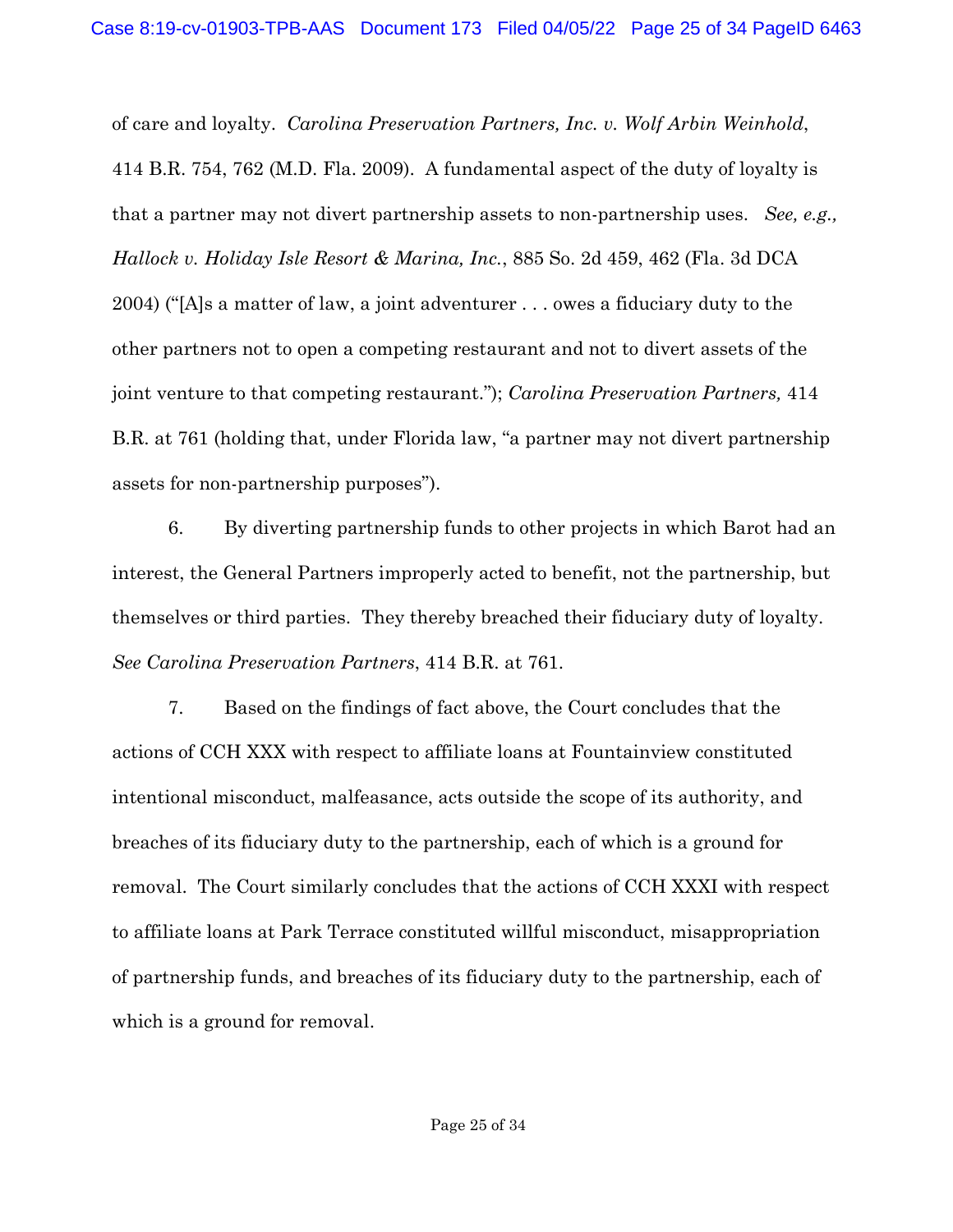of care and loyalty. *Carolina Preservation Partners, Inc. v. Wolf Arbin Weinhold*, 414 B.R. 754, 762 (M.D. Fla. 2009). A fundamental aspect of the duty of loyalty is that a partner may not divert partnership assets to non-partnership uses. *See, e.g., Hallock v. Holiday Isle Resort & Marina, Inc.*, 885 So. 2d 459, 462 (Fla. 3d DCA 2004) ("[A]s a matter of law, a joint adventurer . . . owes a fiduciary duty to the other partners not to open a competing restaurant and not to divert assets of the joint venture to that competing restaurant."); *Carolina Preservation Partners,* 414 B.R. at 761 (holding that, under Florida law, "a partner may not divert partnership assets for non-partnership purposes").

6. By diverting partnership funds to other projects in which Barot had an interest, the General Partners improperly acted to benefit, not the partnership, but themselves or third parties. They thereby breached their fiduciary duty of loyalty. *See Carolina Preservation Partners*, 414 B.R. at 761.

7. Based on the findings of fact above, the Court concludes that the actions of CCH XXX with respect to affiliate loans at Fountainview constituted intentional misconduct, malfeasance, acts outside the scope of its authority, and breaches of its fiduciary duty to the partnership, each of which is a ground for removal. The Court similarly concludes that the actions of CCH XXXI with respect to affiliate loans at Park Terrace constituted willful misconduct, misappropriation of partnership funds, and breaches of its fiduciary duty to the partnership, each of which is a ground for removal.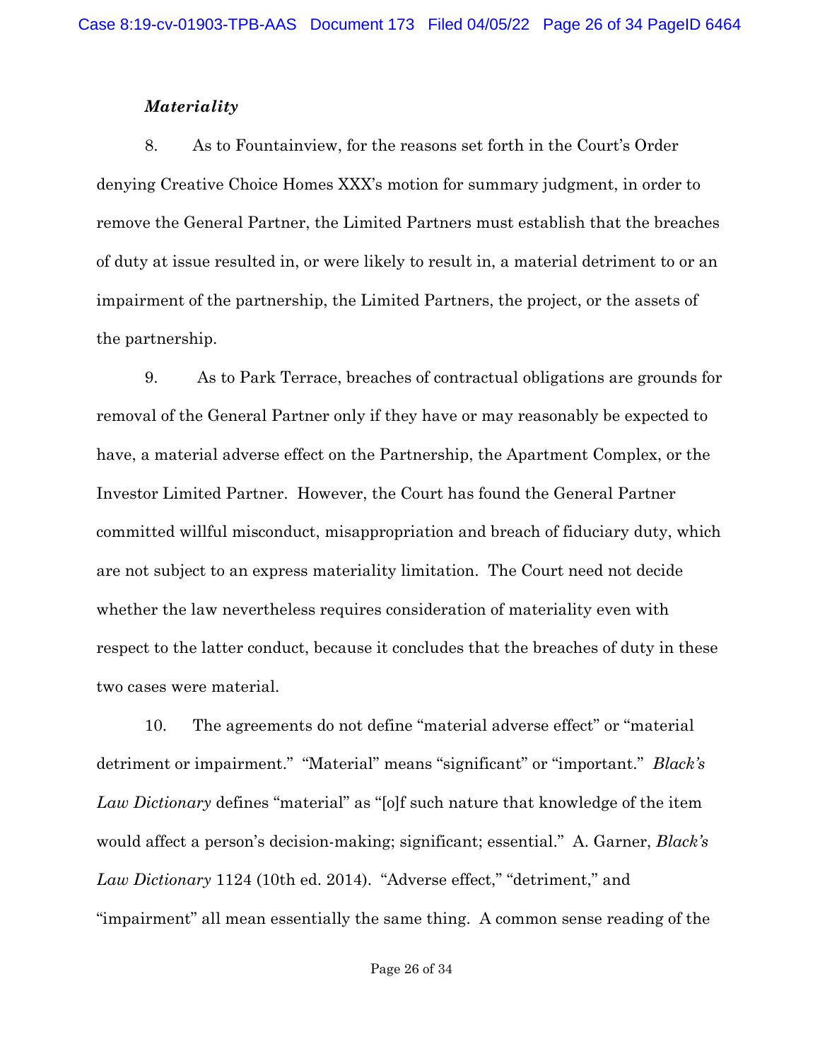### *Materiality*

8. As to Fountainview, for the reasons set forth in the Court's Order denying Creative Choice Homes XXX's motion for summary judgment, in order to remove the General Partner, the Limited Partners must establish that the breaches of duty at issue resulted in, or were likely to result in, a material detriment to or an impairment of the partnership, the Limited Partners, the project, or the assets of the partnership.

9. As to Park Terrace, breaches of contractual obligations are grounds for removal of the General Partner only if they have or may reasonably be expected to have, a material adverse effect on the Partnership, the Apartment Complex, or the Investor Limited Partner. However, the Court has found the General Partner committed willful misconduct, misappropriation and breach of fiduciary duty, which are not subject to an express materiality limitation. The Court need not decide whether the law nevertheless requires consideration of materiality even with respect to the latter conduct, because it concludes that the breaches of duty in these two cases were material.

10. The agreements do not define "material adverse effect" or "material detriment or impairment." "Material" means "significant" or "important." *Black's Law Dictionary* defines "material" as "[o]f such nature that knowledge of the item would affect a person's decision-making; significant; essential." A. Garner, *Black's Law Dictionary* 1124 (10th ed. 2014). "Adverse effect," "detriment," and "impairment" all mean essentially the same thing. A common sense reading of the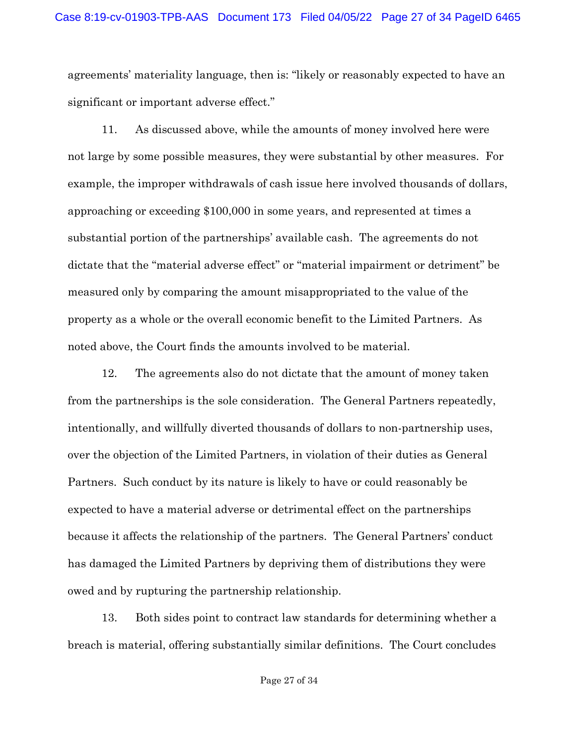agreements' materiality language, then is: "likely or reasonably expected to have an significant or important adverse effect."

11. As discussed above, while the amounts of money involved here were not large by some possible measures, they were substantial by other measures. For example, the improper withdrawals of cash issue here involved thousands of dollars, approaching or exceeding $100,000 in some years, and represented at times a substantial portion of the partnerships' available cash. The agreements do not dictate that the "material adverse effect" or "material impairment or detriment" be measured only by comparing the amount misappropriated to the value of the property as a whole or the overall economic benefit to the Limited Partners. As noted above, the Court finds the amounts involved to be material.

12. The agreements also do not dictate that the amount of money taken from the partnerships is the sole consideration. The General Partners repeatedly, intentionally, and willfully diverted thousands of dollars to non-partnership uses, over the objection of the Limited Partners, in violation of their duties as General Partners. Such conduct by its nature is likely to have or could reasonably be expected to have a material adverse or detrimental effect on the partnerships because it affects the relationship of the partners. The General Partners' conduct has damaged the Limited Partners by depriving them of distributions they were owed and by rupturing the partnership relationship.

13. Both sides point to contract law standards for determining whether a breach is material, offering substantially similar definitions. The Court concludes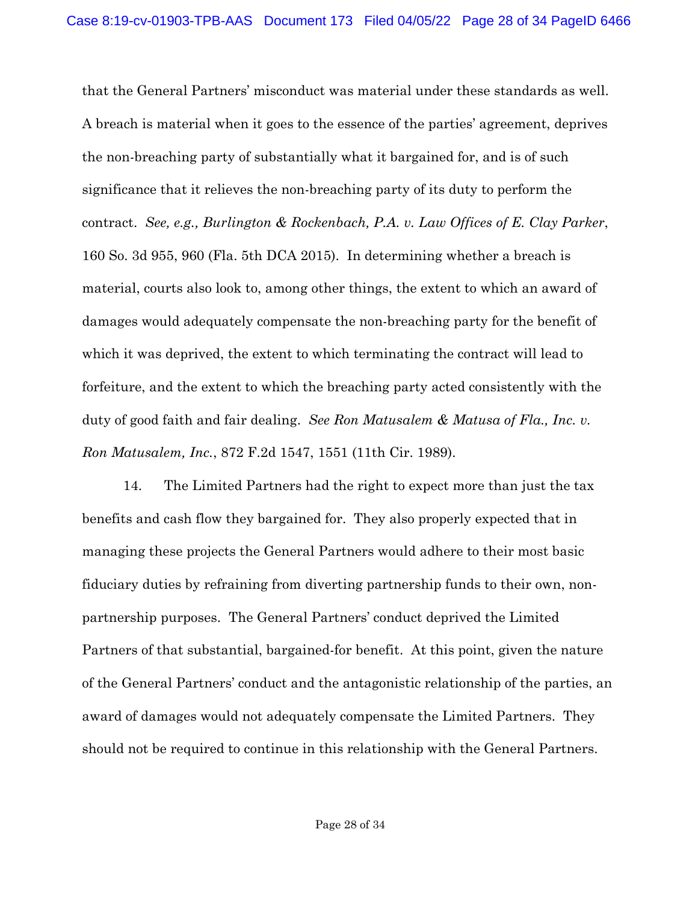that the General Partners' misconduct was material under these standards as well. A breach is material when it goes to the essence of the parties' agreement, deprives the non-breaching party of substantially what it bargained for, and is of such significance that it relieves the non-breaching party of its duty to perform the contract. *See, e.g., Burlington & Rockenbach, P.A. v. Law Offices of E. Clay Parker*, 160 So. 3d 955, 960 (Fla. 5th DCA 2015). In determining whether a breach is material, courts also look to, among other things, the extent to which an award of damages would adequately compensate the non-breaching party for the benefit of which it was deprived, the extent to which terminating the contract will lead to forfeiture, and the extent to which the breaching party acted consistently with the duty of good faith and fair dealing. *See Ron Matusalem & Matusa of Fla., Inc. v. Ron Matusalem, Inc.*, 872 F.2d 1547, 1551 (11th Cir. 1989).

14. The Limited Partners had the right to expect more than just the tax benefits and cash flow they bargained for. They also properly expected that in managing these projects the General Partners would adhere to their most basic fiduciary duties by refraining from diverting partnership funds to their own, non-partnership purposes. The General Partners' conduct deprived the Limited Partners of that substantial, bargained-for benefit. At this point, given the nature of the General Partners' conduct and the antagonistic relationship of the parties, an award of damages would not adequately compensate the Limited Partners. They should not be required to continue in this relationship with the General Partners.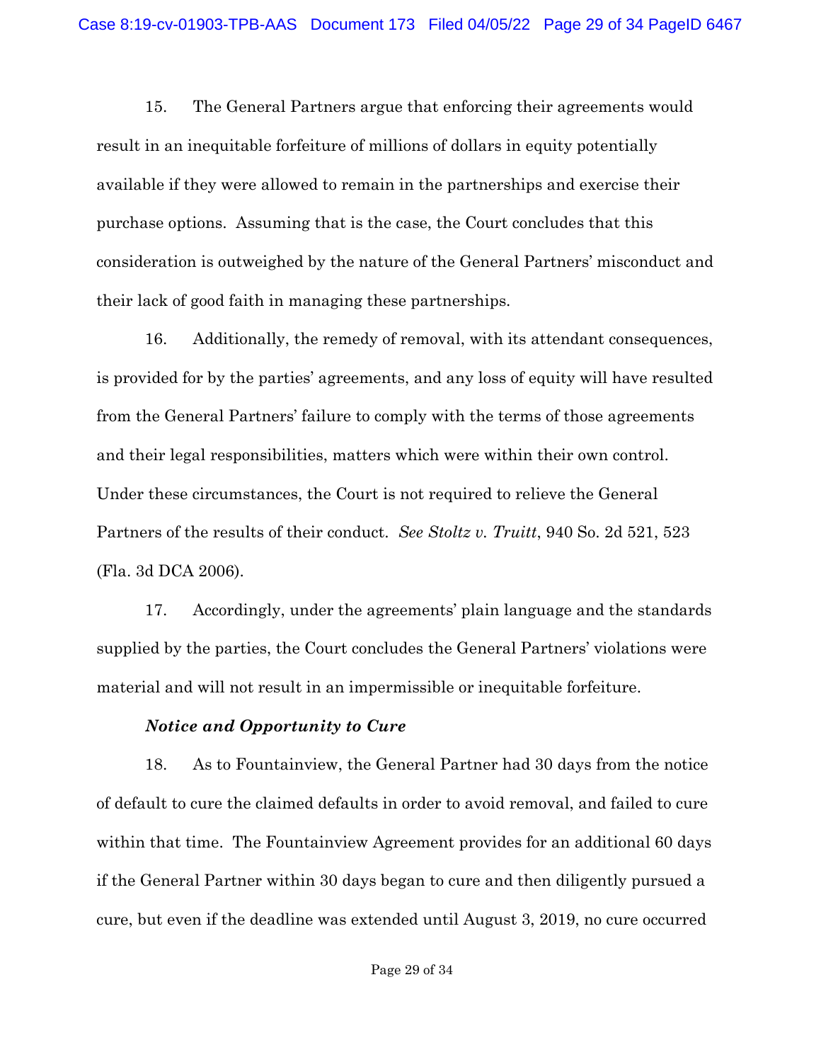15. The General Partners argue that enforcing their agreements would result in an inequitable forfeiture of millions of dollars in equity potentially available if they were allowed to remain in the partnerships and exercise their purchase options. Assuming that is the case, the Court concludes that this consideration is outweighed by the nature of the General Partners' misconduct and their lack of good faith in managing these partnerships.

16. Additionally, the remedy of removal, with its attendant consequences, is provided for by the parties' agreements, and any loss of equity will have resulted from the General Partners' failure to comply with the terms of those agreements and their legal responsibilities, matters which were within their own control. Under these circumstances, the Court is not required to relieve the General Partners of the results of their conduct. *See Stoltz v. Truitt*, 940 So. 2d 521, 523 (Fla. 3d DCA 2006).

17. Accordingly, under the agreements' plain language and the standards supplied by the parties, the Court concludes the General Partners' violations were material and will not result in an impermissible or inequitable forfeiture.

***Notice and Opportunity to Cure***

18. As to Fountainview, the General Partner had 30 days from the notice of default to cure the claimed defaults in order to avoid removal, and failed to cure within that time. The Fountainview Agreement provides for an additional 60 days if the General Partner within 30 days began to cure and then diligently pursued a cure, but even if the deadline was extended until August 3, 2019, no cure occurred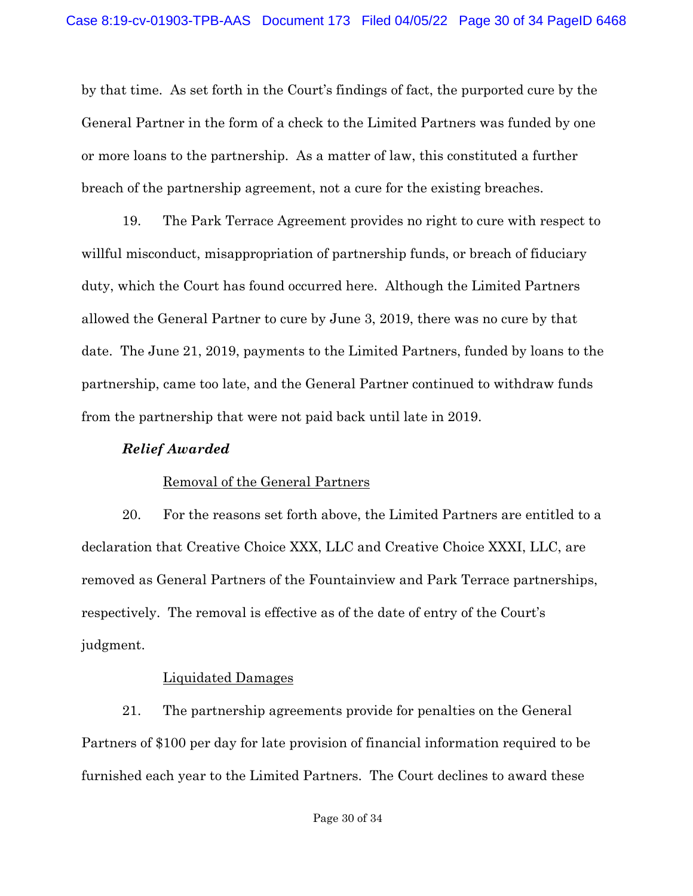by that time. As set forth in the Court's findings of fact, the purported cure by the General Partner in the form of a check to the Limited Partners was funded by one or more loans to the partnership. As a matter of law, this constituted a further breach of the partnership agreement, not a cure for the existing breaches.

19. The Park Terrace Agreement provides no right to cure with respect to willful misconduct, misappropriation of partnership funds, or breach of fiduciary duty, which the Court has found occurred here. Although the Limited Partners allowed the General Partner to cure by June 3, 2019, there was no cure by that date. The June 21, 2019, payments to the Limited Partners, funded by loans to the partnership, came too late, and the General Partner continued to withdraw funds from the partnership that were not paid back until late in 2019.

***Relief Awarded***

Removal of the General Partners

20. For the reasons set forth above, the Limited Partners are entitled to a declaration that Creative Choice XXX, LLC and Creative Choice XXXI, LLC, are removed as General Partners of the Fountainview and Park Terrace partnerships, respectively. The removal is effective as of the date of entry of the Court's judgment.

Liquidated Damages

21. The partnership agreements provide for penalties on the General Partners of $100 per day for late provision of financial information required to be furnished each year to the Limited Partners. The Court declines to award these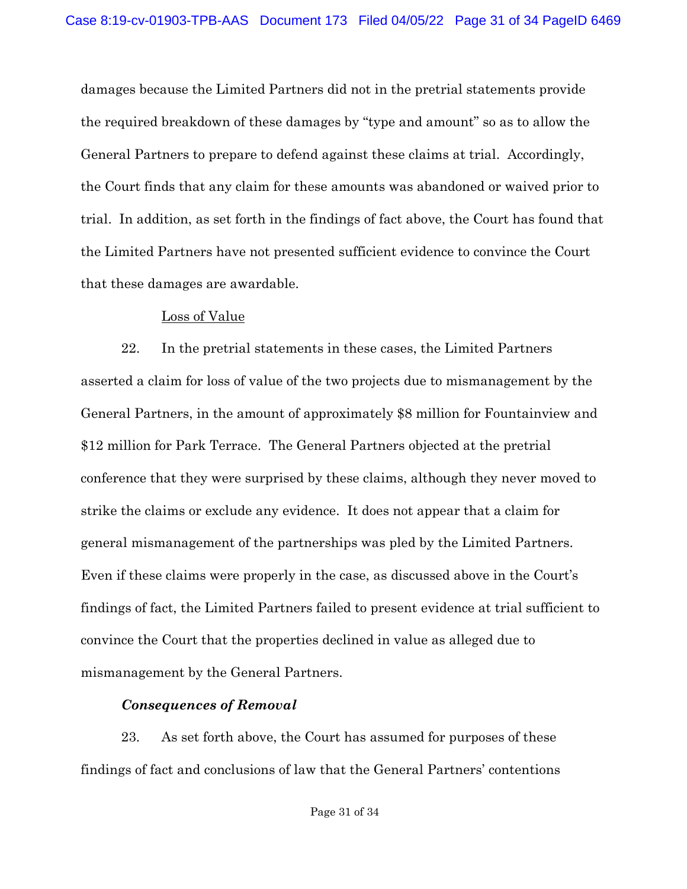damages because the Limited Partners did not in the pretrial statements provide the required breakdown of these damages by "type and amount" so as to allow the General Partners to prepare to defend against these claims at trial. Accordingly, the Court finds that any claim for these amounts was abandoned or waived prior to trial. In addition, as set forth in the findings of fact above, the Court has found that the Limited Partners have not presented sufficient evidence to convince the Court that these damages are awardable.

<u>Loss of Value</u>

22. In the pretrial statements in these cases, the Limited Partners asserted a claim for loss of value of the two projects due to mismanagement by the General Partners, in the amount of approximately $8 million for Fountainview and $12 million for Park Terrace. The General Partners objected at the pretrial conference that they were surprised by these claims, although they never moved to strike the claims or exclude any evidence. It does not appear that a claim for general mismanagement of the partnerships was pled by the Limited Partners. Even if these claims were properly in the case, as discussed above in the Court's findings of fact, the Limited Partners failed to present evidence at trial sufficient to convince the Court that the properties declined in value as alleged due to mismanagement by the General Partners.

***Consequences of Removal***

23. As set forth above, the Court has assumed for purposes of these findings of fact and conclusions of law that the General Partners' contentions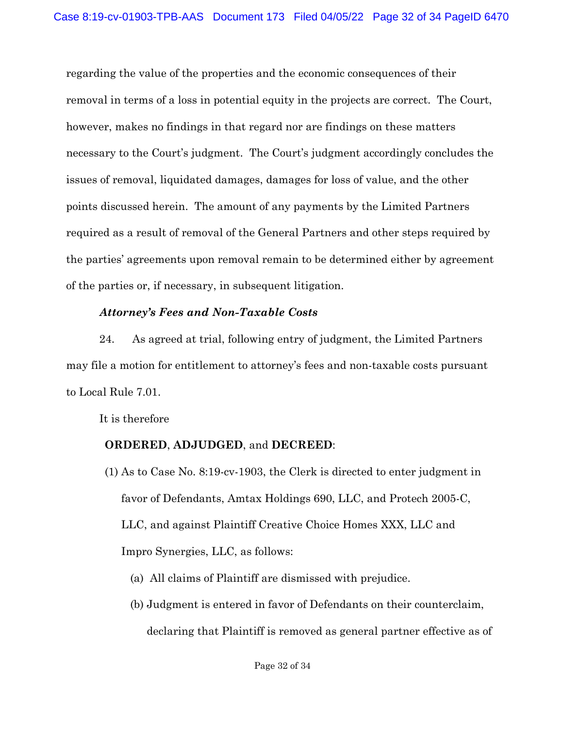regarding the value of the properties and the economic consequences of their removal in terms of a loss in potential equity in the projects are correct. The Court, however, makes no findings in that regard nor are findings on these matters necessary to the Court's judgment. The Court's judgment accordingly concludes the issues of removal, liquidated damages, damages for loss of value, and the other points discussed herein. The amount of any payments by the Limited Partners required as a result of removal of the General Partners and other steps required by the parties' agreements upon removal remain to be determined either by agreement of the parties or, if necessary, in subsequent litigation.

***Attorney's Fees and Non-Taxable Costs***

24. As agreed at trial, following entry of judgment, the Limited Partners may file a motion for entitlement to attorney's fees and non-taxable costs pursuant to Local Rule 7.01.

It is therefore

**ORDERED**, **ADJUDGED**, and **DECREED**:

(1) As to Case No. 8:19-cv-1903, the Clerk is directed to enter judgment in favor of Defendants, Amtax Holdings 690, LLC, and Protech 2005-C, LLC, and against Plaintiff Creative Choice Homes XXX, LLC and Impro Synergies, LLC, as follows:

   (a) All claims of Plaintiff are dismissed with prejudice.

   (b) Judgment is entered in favor of Defendants on their counterclaim, declaring that Plaintiff is removed as general partner effective as of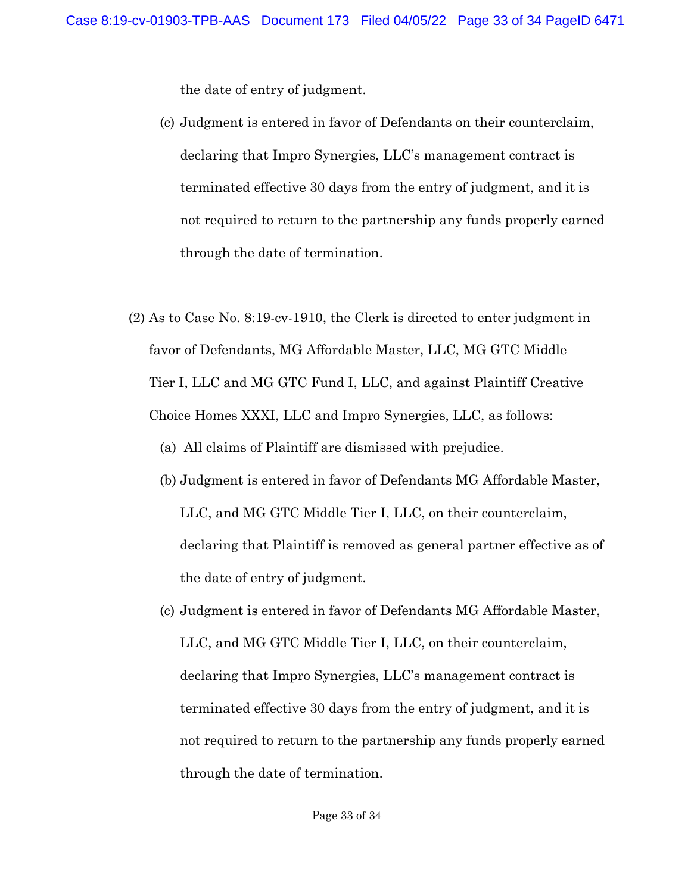the date of entry of judgment.

(c) Judgment is entered in favor of Defendants on their counterclaim, declaring that Impro Synergies, LLC's management contract is terminated effective 30 days from the entry of judgment, and it is not required to return to the partnership any funds properly earned through the date of termination.

(2) As to Case No. 8:19-cv-1910, the Clerk is directed to enter judgment in favor of Defendants, MG Affordable Master, LLC, MG GTC Middle Tier I, LLC and MG GTC Fund I, LLC, and against Plaintiff Creative Choice Homes XXXI, LLC and Impro Synergies, LLC, as follows:

(a) All claims of Plaintiff are dismissed with prejudice.

(b) Judgment is entered in favor of Defendants MG Affordable Master, LLC, and MG GTC Middle Tier I, LLC, on their counterclaim, declaring that Plaintiff is removed as general partner effective as of the date of entry of judgment.

(c) Judgment is entered in favor of Defendants MG Affordable Master, LLC, and MG GTC Middle Tier I, LLC, on their counterclaim, declaring that Impro Synergies, LLC's management contract is terminated effective 30 days from the entry of judgment, and it is not required to return to the partnership any funds properly earned through the date of termination.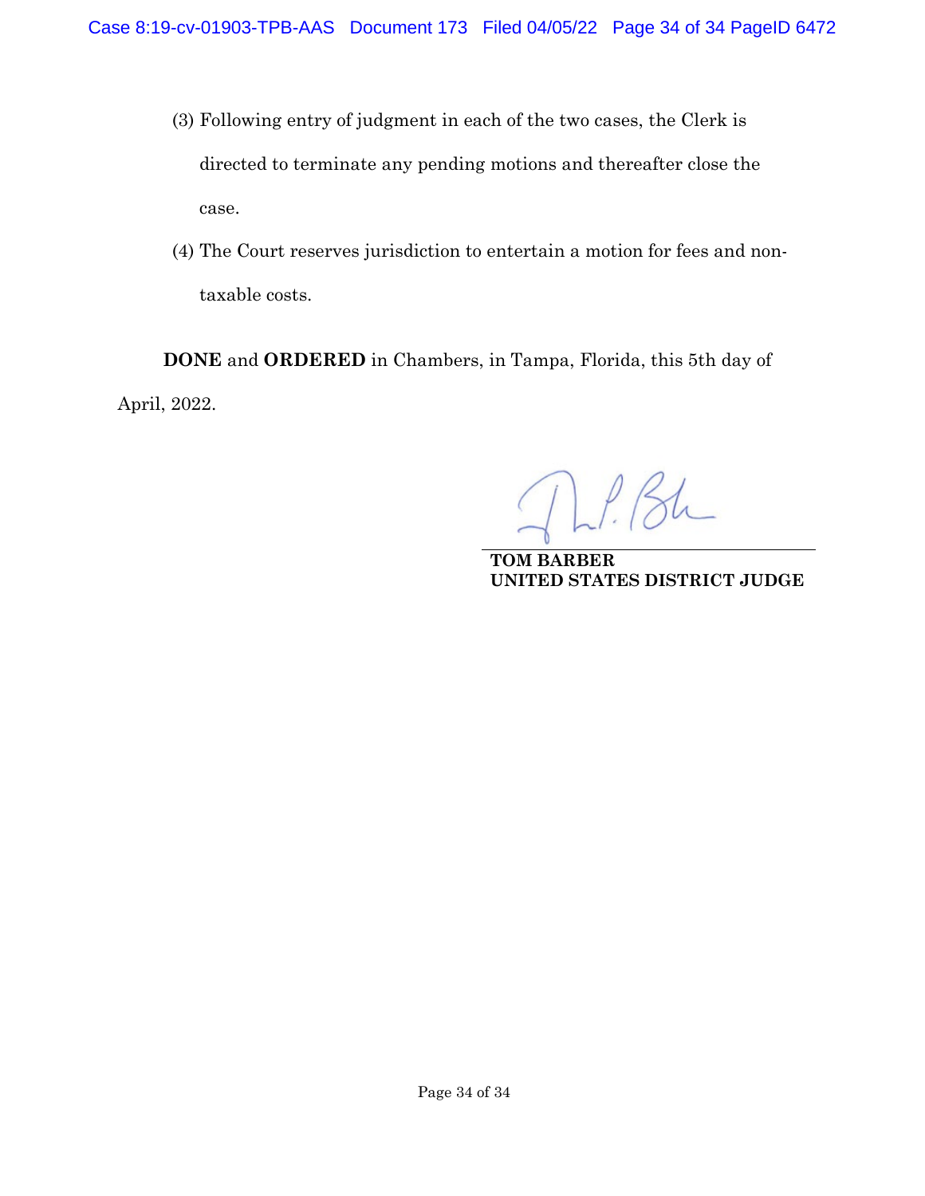(3) Following entry of judgment in each of the two cases, the Clerk is directed to terminate any pending motions and thereafter close the case.

(4) The Court reserves jurisdiction to entertain a motion for fees and non-taxable costs.

**DONE** and **ORDERED** in Chambers, in Tampa, Florida, this 5th day of April, 2022.

**TOM BARBER**
**UNITED STATES DISTRICT JUDGE**